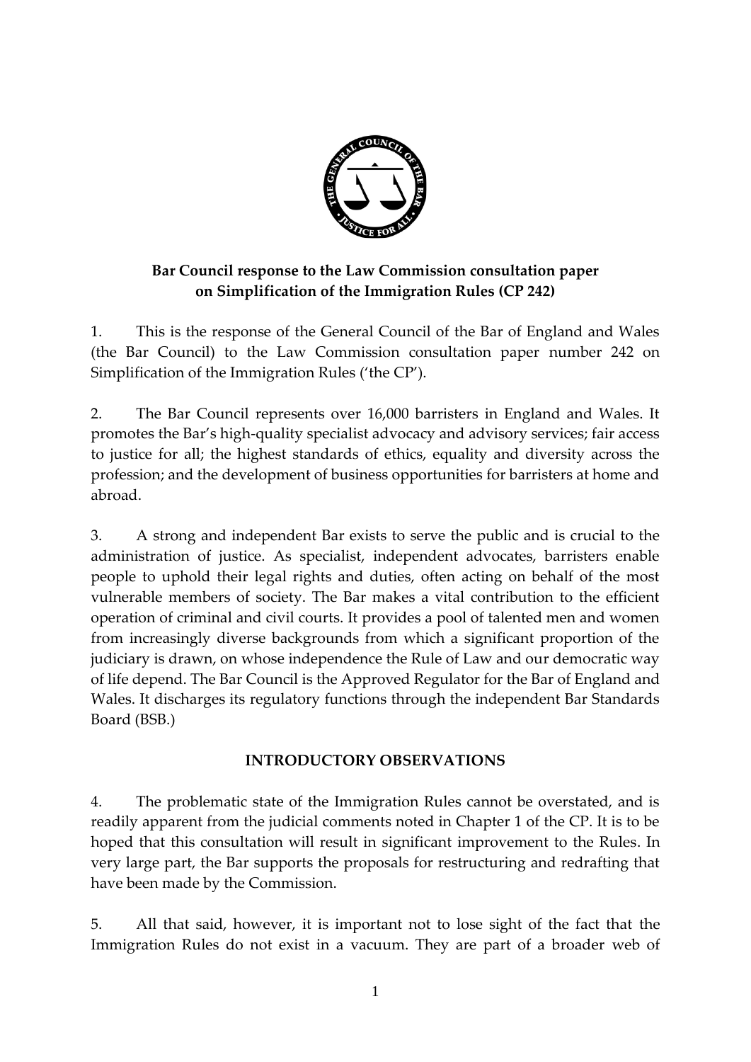**Bar Council response to the Law Commission consultation paper on Simplification of the Immigration Rules (CP 242)**

1. This is the response of the General Council of the Bar of England and Wales (the Bar Council) to the Law Commission consultation paper number 242 on Simplification of the Immigration Rules ('the CP').

2. The Bar Council represents over 16,000 barristers in England and Wales. It promotes the Bar's high-quality specialist advocacy and advisory services; fair access to justice for all; the highest standards of ethics, equality and diversity across the profession; and the development of business opportunities for barristers at home and abroad.

3. A strong and independent Bar exists to serve the public and is crucial to the administration of justice. As specialist, independent advocates, barristers enable people to uphold their legal rights and duties, often acting on behalf of the most vulnerable members of society. The Bar makes a vital contribution to the efficient operation of criminal and civil courts. It provides a pool of talented men and women from increasingly diverse backgrounds from which a significant proportion of the judiciary is drawn, on whose independence the Rule of Law and our democratic way of life depend. The Bar Council is the Approved Regulator for the Bar of England and Wales. It discharges its regulatory functions through the independent Bar Standards Board (BSB.)

## INTRODUCTORY OBSERVATIONS

4. The problematic state of the Immigration Rules cannot be overstated, and is readily apparent from the judicial comments noted in Chapter 1 of the CP. It is to be hoped that this consultation will result in significant improvement to the Rules. In very large part, the Bar supports the proposals for restructuring and redrafting that have been made by the Commission.

5. All that said, however, it is important not to lose sight of the fact that the Immigration Rules do not exist in a vacuum. They are part of a broader web of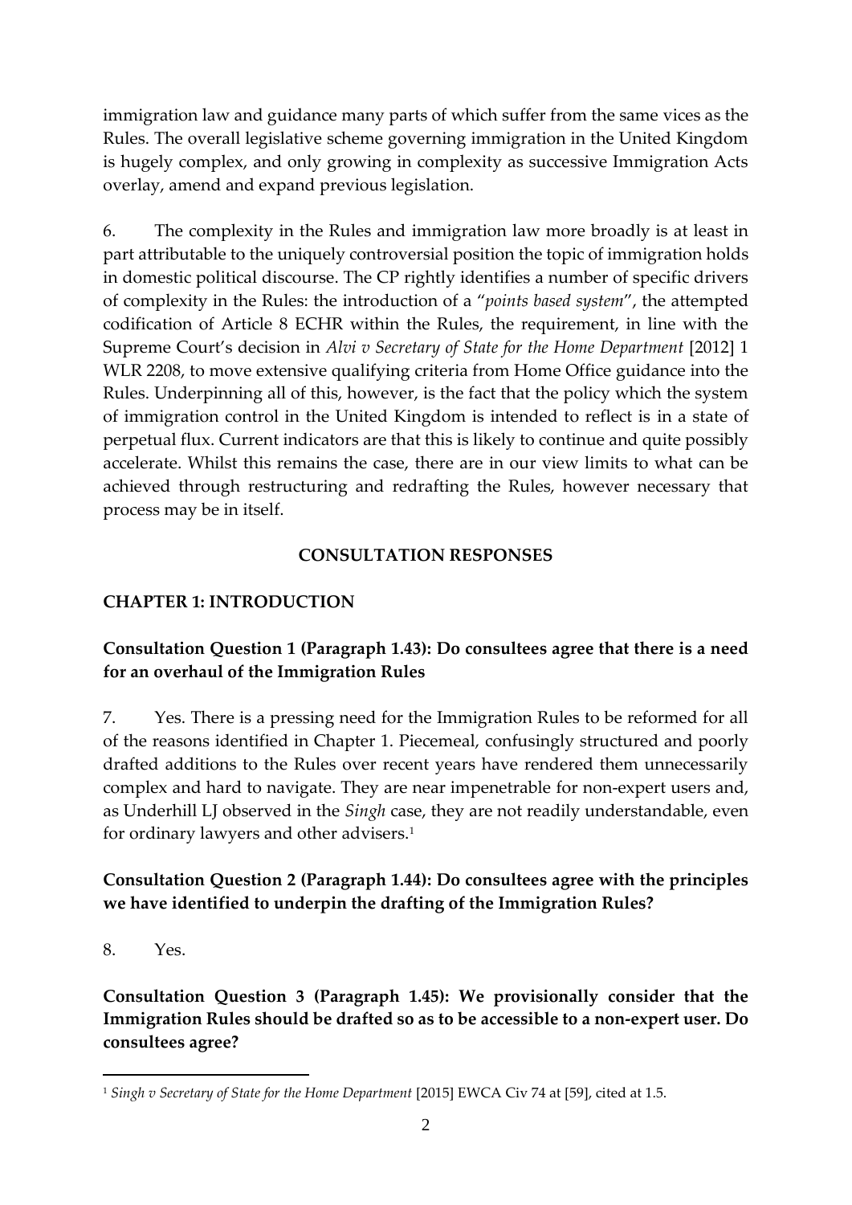immigration law and guidance many parts of which suffer from the same vices as the Rules. The overall legislative scheme governing immigration in the United Kingdom is hugely complex, and only growing in complexity as successive Immigration Acts overlay, amend and expand previous legislation.

6. The complexity in the Rules and immigration law more broadly is at least in part attributable to the uniquely controversial position the topic of immigration holds in domestic political discourse. The CP rightly identifies a number of specific drivers of complexity in the Rules: the introduction of a "*points based system*", the attempted codification of Article 8 ECHR within the Rules, the requirement, in line with the Supreme Court's decision in *Alvi v Secretary of State for the Home Department* [2012] 1 WLR 2208, to move extensive qualifying criteria from Home Office guidance into the Rules. Underpinning all of this, however, is the fact that the policy which the system of immigration control in the United Kingdom is intended to reflect is in a state of perpetual flux. Current indicators are that this is likely to continue and quite possibly accelerate. Whilst this remains the case, there are in our view limits to what can be achieved through restructuring and redrafting the Rules, however necessary that process may be in itself.

## CONSULTATION RESPONSES

### CHAPTER 1: INTRODUCTION

**Consultation Question 1 (Paragraph 1.43): Do consultees agree that there is a need for an overhaul of the Immigration Rules**

7. Yes. There is a pressing need for the Immigration Rules to be reformed for all of the reasons identified in Chapter 1. Piecemeal, confusingly structured and poorly drafted additions to the Rules over recent years have rendered them unnecessarily complex and hard to navigate. They are near impenetrable for non-expert users and, as Underhill LJ observed in the *Singh* case, they are not readily understandable, even for ordinary lawyers and other advisers.[1]

**Consultation Question 2 (Paragraph 1.44): Do consultees agree with the principles we have identified to underpin the drafting of the Immigration Rules?**

8. Yes.

**Consultation Question 3 (Paragraph 1.45): We provisionally consider that the Immigration Rules should be drafted so as to be accessible to a non-expert user. Do consultees agree?**

---

[1] *Singh v Secretary of State for the Home Department* [2015] EWCA Civ 74 at [59], cited at 1.5.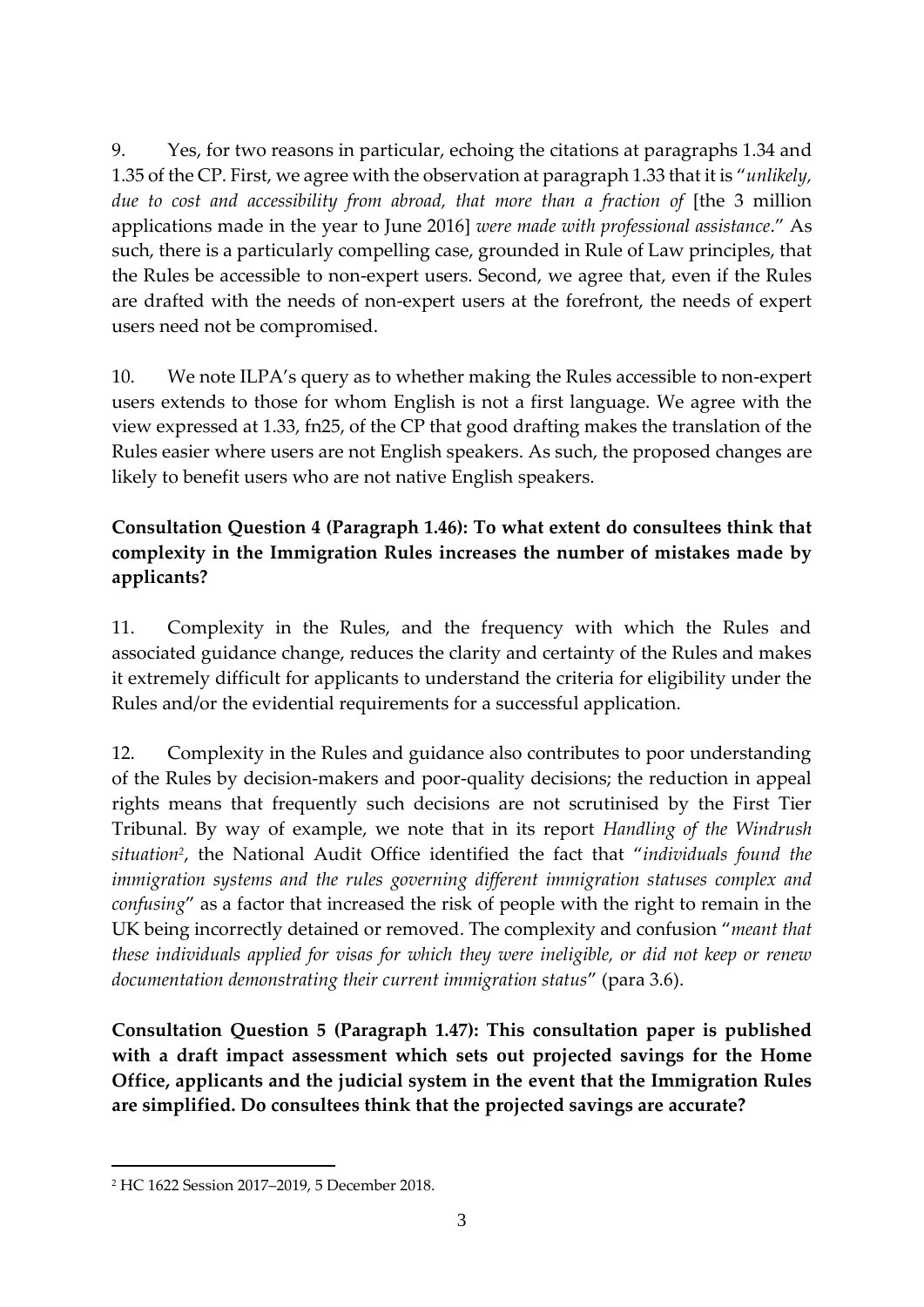9. Yes, for two reasons in particular, echoing the citations at paragraphs 1.34 and 1.35 of the CP. First, we agree with the observation at paragraph 1.33 that it is "*unlikely, due to cost and accessibility from abroad, that more than a fraction of* [the 3 million applications made in the year to June 2016] *were made with professional assistance*." As such, there is a particularly compelling case, grounded in Rule of Law principles, that the Rules be accessible to non-expert users. Second, we agree that, even if the Rules are drafted with the needs of non-expert users at the forefront, the needs of expert users need not be compromised.

10. We note ILPA's query as to whether making the Rules accessible to non-expert users extends to those for whom English is not a first language. We agree with the view expressed at 1.33, fn25, of the CP that good drafting makes the translation of the Rules easier where users are not English speakers. As such, the proposed changes are likely to benefit users who are not native English speakers.

**Consultation Question 4 (Paragraph 1.46): To what extent do consultees think that complexity in the Immigration Rules increases the number of mistakes made by applicants?**

11. Complexity in the Rules, and the frequency with which the Rules and associated guidance change, reduces the clarity and certainty of the Rules and makes it extremely difficult for applicants to understand the criteria for eligibility under the Rules and/or the evidential requirements for a successful application.

12. Complexity in the Rules and guidance also contributes to poor understanding of the Rules by decision-makers and poor-quality decisions; the reduction in appeal rights means that frequently such decisions are not scrutinised by the First Tier Tribunal. By way of example, we note that in its report *Handling of the Windrush situation*[2], the National Audit Office identified the fact that "*individuals found the immigration systems and the rules governing different immigration statuses complex and confusing*" as a factor that increased the risk of people with the right to remain in the UK being incorrectly detained or removed. The complexity and confusion "*meant that these individuals applied for visas for which they were ineligible, or did not keep or renew documentation demonstrating their current immigration status*" (para 3.6).

**Consultation Question 5 (Paragraph 1.47): This consultation paper is published with a draft impact assessment which sets out projected savings for the Home Office, applicants and the judicial system in the event that the Immigration Rules are simplified. Do consultees think that the projected savings are accurate?**

[2] HC 1622 Session 2017–2019, 5 December 2018.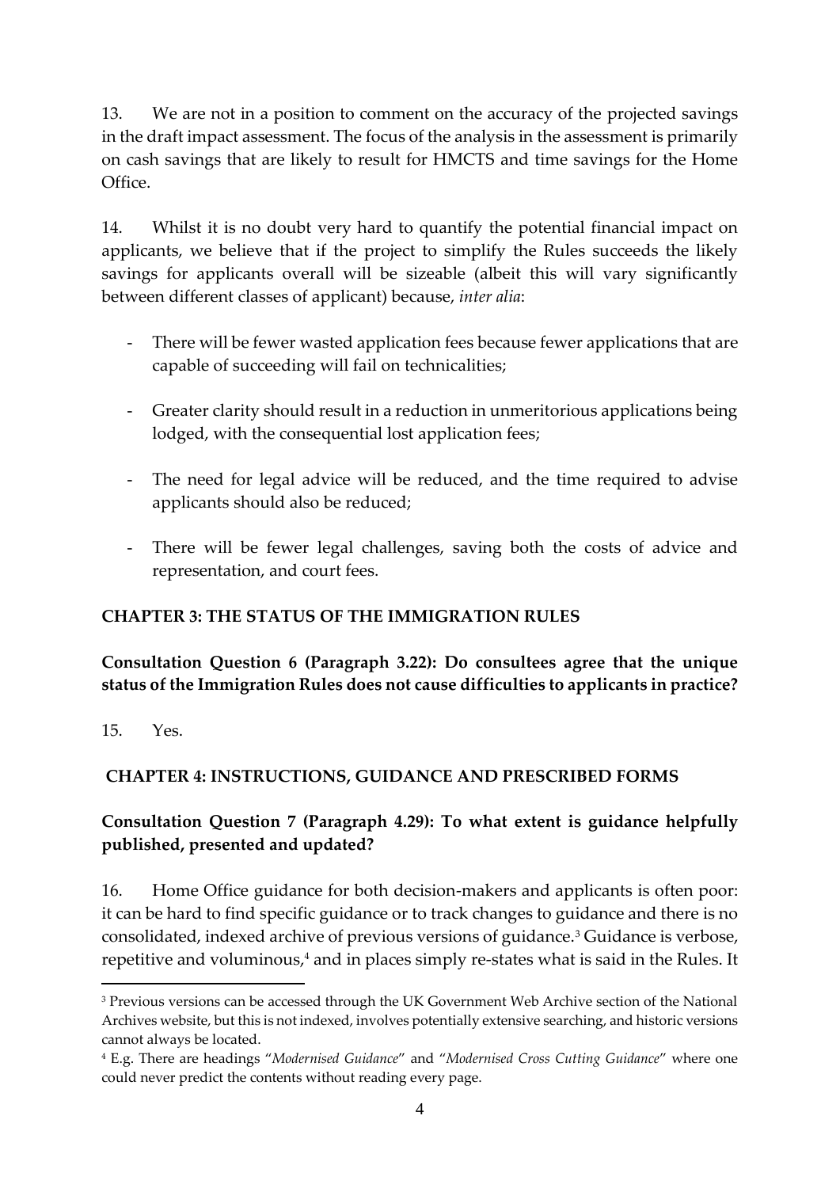13. We are not in a position to comment on the accuracy of the projected savings in the draft impact assessment. The focus of the analysis in the assessment is primarily on cash savings that are likely to result for HMCTS and time savings for the Home Office.

14. Whilst it is no doubt very hard to quantify the potential financial impact on applicants, we believe that if the project to simplify the Rules succeeds the likely savings for applicants overall will be sizeable (albeit this will vary significantly between different classes of applicant) because, *inter alia*:

- There will be fewer wasted application fees because fewer applications that are capable of succeeding will fail on technicalities;
- Greater clarity should result in a reduction in unmeritorious applications being lodged, with the consequential lost application fees;
- The need for legal advice will be reduced, and the time required to advise applicants should also be reduced;
- There will be fewer legal challenges, saving both the costs of advice and representation, and court fees.

## CHAPTER 3: THE STATUS OF THE IMMIGRATION RULES

**Consultation Question 6 (Paragraph 3.22): Do consultees agree that the unique status of the Immigration Rules does not cause difficulties to applicants in practice?**

15. Yes.

## CHAPTER 4: INSTRUCTIONS, GUIDANCE AND PRESCRIBED FORMS

**Consultation Question 7 (Paragraph 4.29): To what extent is guidance helpfully published, presented and updated?**

16. Home Office guidance for both decision-makers and applicants is often poor: it can be hard to find specific guidance or to track changes to guidance and there is no consolidated, indexed archive of previous versions of guidance.[3] Guidance is verbose, repetitive and voluminous,[4] and in places simply re-states what is said in the Rules. It

[3] Previous versions can be accessed through the UK Government Web Archive section of the National Archives website, but this is not indexed, involves potentially extensive searching, and historic versions cannot always be located.

[4] E.g. There are headings "*Modernised Guidance*" and "*Modernised Cross Cutting Guidance*" where one could never predict the contents without reading every page.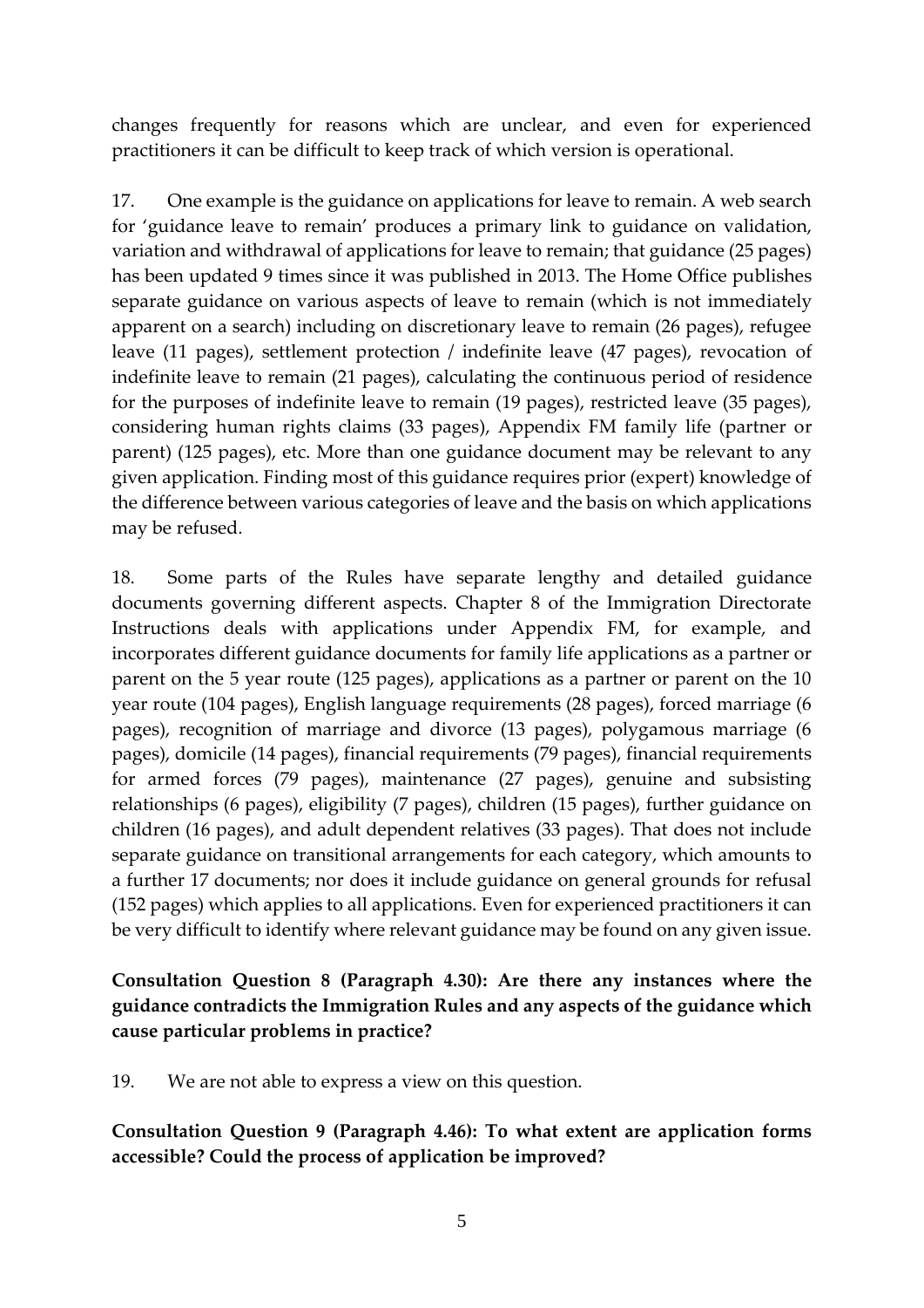changes frequently for reasons which are unclear, and even for experienced practitioners it can be difficult to keep track of which version is operational.

17. One example is the guidance on applications for leave to remain. A web search for 'guidance leave to remain' produces a primary link to guidance on validation, variation and withdrawal of applications for leave to remain; that guidance (25 pages) has been updated 9 times since it was published in 2013. The Home Office publishes separate guidance on various aspects of leave to remain (which is not immediately apparent on a search) including on discretionary leave to remain (26 pages), refugee leave (11 pages), settlement protection / indefinite leave (47 pages), revocation of indefinite leave to remain (21 pages), calculating the continuous period of residence for the purposes of indefinite leave to remain (19 pages), restricted leave (35 pages), considering human rights claims (33 pages), Appendix FM family life (partner or parent) (125 pages), etc. More than one guidance document may be relevant to any given application. Finding most of this guidance requires prior (expert) knowledge of the difference between various categories of leave and the basis on which applications may be refused.

18. Some parts of the Rules have separate lengthy and detailed guidance documents governing different aspects. Chapter 8 of the Immigration Directorate Instructions deals with applications under Appendix FM, for example, and incorporates different guidance documents for family life applications as a partner or parent on the 5 year route (125 pages), applications as a partner or parent on the 10 year route (104 pages), English language requirements (28 pages), forced marriage (6 pages), recognition of marriage and divorce (13 pages), polygamous marriage (6 pages), domicile (14 pages), financial requirements (79 pages), financial requirements for armed forces (79 pages), maintenance (27 pages), genuine and subsisting relationships (6 pages), eligibility (7 pages), children (15 pages), further guidance on children (16 pages), and adult dependent relatives (33 pages). That does not include separate guidance on transitional arrangements for each category, which amounts to a further 17 documents; nor does it include guidance on general grounds for refusal (152 pages) which applies to all applications. Even for experienced practitioners it can be very difficult to identify where relevant guidance may be found on any given issue.

**Consultation Question 8 (Paragraph 4.30): Are there any instances where the guidance contradicts the Immigration Rules and any aspects of the guidance which cause particular problems in practice?**

19. We are not able to express a view on this question.

**Consultation Question 9 (Paragraph 4.46): To what extent are application forms accessible? Could the process of application be improved?**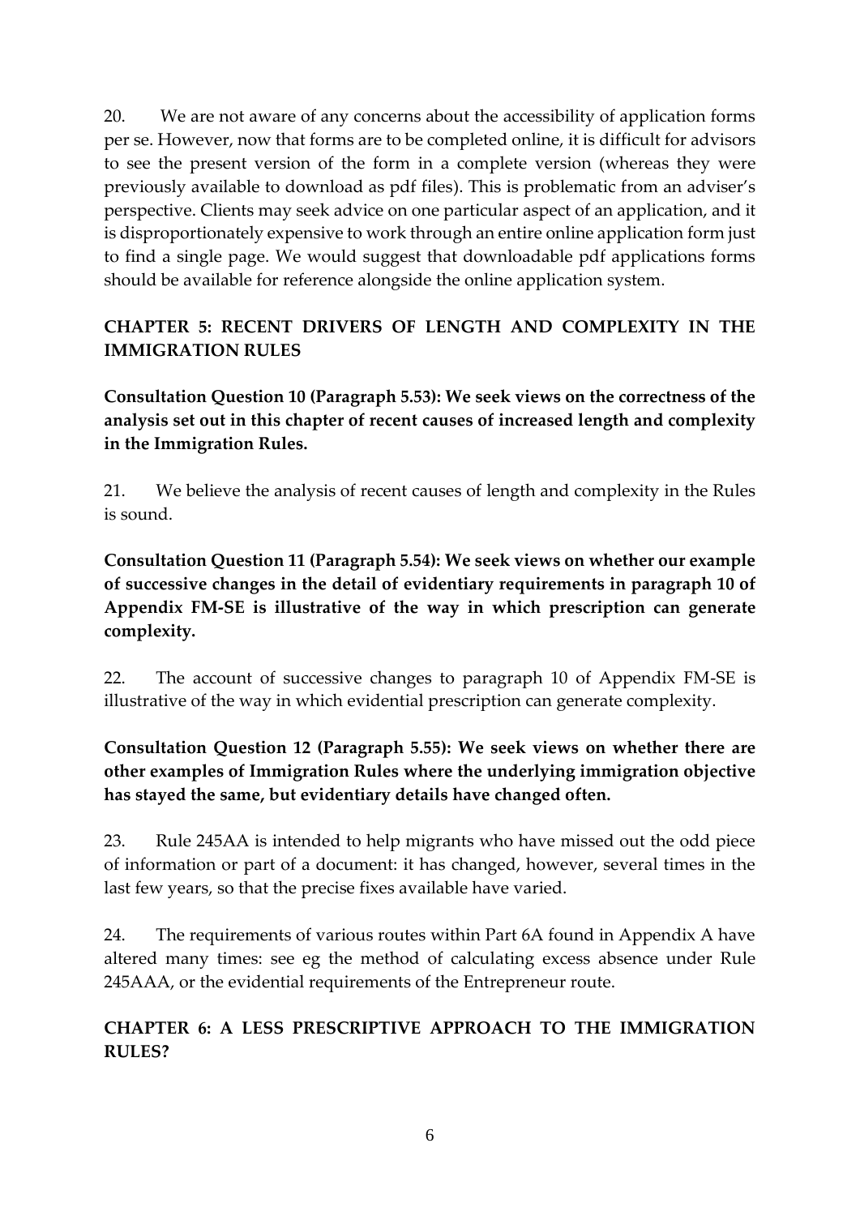20. We are not aware of any concerns about the accessibility of application forms per se. However, now that forms are to be completed online, it is difficult for advisors to see the present version of the form in a complete version (whereas they were previously available to download as pdf files). This is problematic from an adviser's perspective. Clients may seek advice on one particular aspect of an application, and it is disproportionately expensive to work through an entire online application form just to find a single page. We would suggest that downloadable pdf applications forms should be available for reference alongside the online application system.

## CHAPTER 5: RECENT DRIVERS OF LENGTH AND COMPLEXITY IN THE IMMIGRATION RULES

**Consultation Question 10 (Paragraph 5.53): We seek views on the correctness of the analysis set out in this chapter of recent causes of increased length and complexity in the Immigration Rules.**

21. We believe the analysis of recent causes of length and complexity in the Rules is sound.

**Consultation Question 11 (Paragraph 5.54): We seek views on whether our example of successive changes in the detail of evidentiary requirements in paragraph 10 of Appendix FM-SE is illustrative of the way in which prescription can generate complexity.**

22. The account of successive changes to paragraph 10 of Appendix FM-SE is illustrative of the way in which evidential prescription can generate complexity.

**Consultation Question 12 (Paragraph 5.55): We seek views on whether there are other examples of Immigration Rules where the underlying immigration objective has stayed the same, but evidentiary details have changed often.**

23. Rule 245AA is intended to help migrants who have missed out the odd piece of information or part of a document: it has changed, however, several times in the last few years, so that the precise fixes available have varied.

24. The requirements of various routes within Part 6A found in Appendix A have altered many times: see eg the method of calculating excess absence under Rule 245AAA, or the evidential requirements of the Entrepreneur route.

## CHAPTER 6: A LESS PRESCRIPTIVE APPROACH TO THE IMMIGRATION RULES?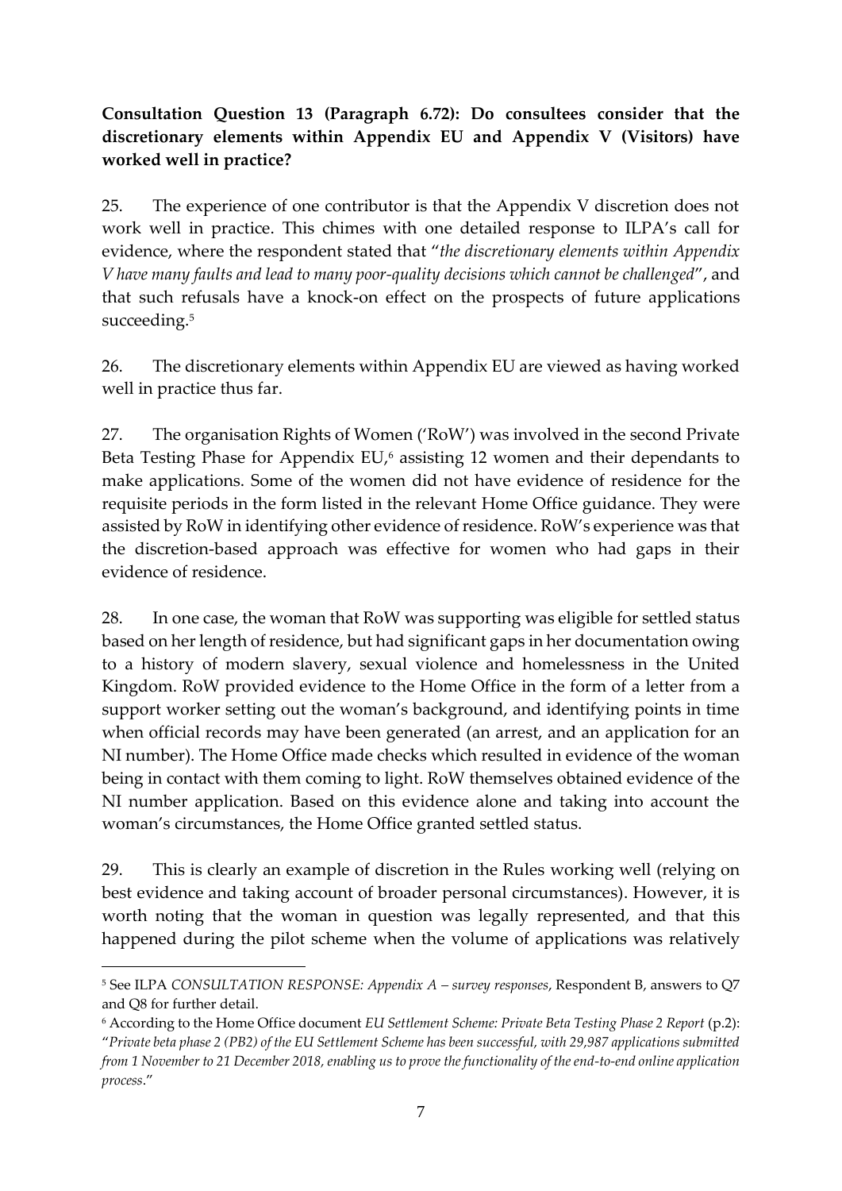**Consultation Question 13 (Paragraph 6.72): Do consultees consider that the discretionary elements within Appendix EU and Appendix V (Visitors) have worked well in practice?**

25. The experience of one contributor is that the Appendix V discretion does not work well in practice. This chimes with one detailed response to ILPA's call for evidence, where the respondent stated that "*the discretionary elements within Appendix V have many faults and lead to many poor-quality decisions which cannot be challenged*", and that such refusals have a knock-on effect on the prospects of future applications succeeding.[5]

26. The discretionary elements within Appendix EU are viewed as having worked well in practice thus far.

27. The organisation Rights of Women ('RoW') was involved in the second Private Beta Testing Phase for Appendix EU,[6] assisting 12 women and their dependants to make applications. Some of the women did not have evidence of residence for the requisite periods in the form listed in the relevant Home Office guidance. They were assisted by RoW in identifying other evidence of residence. RoW's experience was that the discretion-based approach was effective for women who had gaps in their evidence of residence.

28. In one case, the woman that RoW was supporting was eligible for settled status based on her length of residence, but had significant gaps in her documentation owing to a history of modern slavery, sexual violence and homelessness in the United Kingdom. RoW provided evidence to the Home Office in the form of a letter from a support worker setting out the woman's background, and identifying points in time when official records may have been generated (an arrest, and an application for an NI number). The Home Office made checks which resulted in evidence of the woman being in contact with them coming to light. RoW themselves obtained evidence of the NI number application. Based on this evidence alone and taking into account the woman's circumstances, the Home Office granted settled status.

29. This is clearly an example of discretion in the Rules working well (relying on best evidence and taking account of broader personal circumstances). However, it is worth noting that the woman in question was legally represented, and that this happened during the pilot scheme when the volume of applications was relatively

---

[5] See ILPA *CONSULTATION RESPONSE: Appendix A – survey responses*, Respondent B, answers to Q7 and Q8 for further detail.

[6] According to the Home Office document *EU Settlement Scheme: Private Beta Testing Phase 2 Report* (p.2): "*Private beta phase 2 (PB2) of the EU Settlement Scheme has been successful, with 29,987 applications submitted from 1 November to 21 December 2018, enabling us to prove the functionality of the end-to-end online application process*."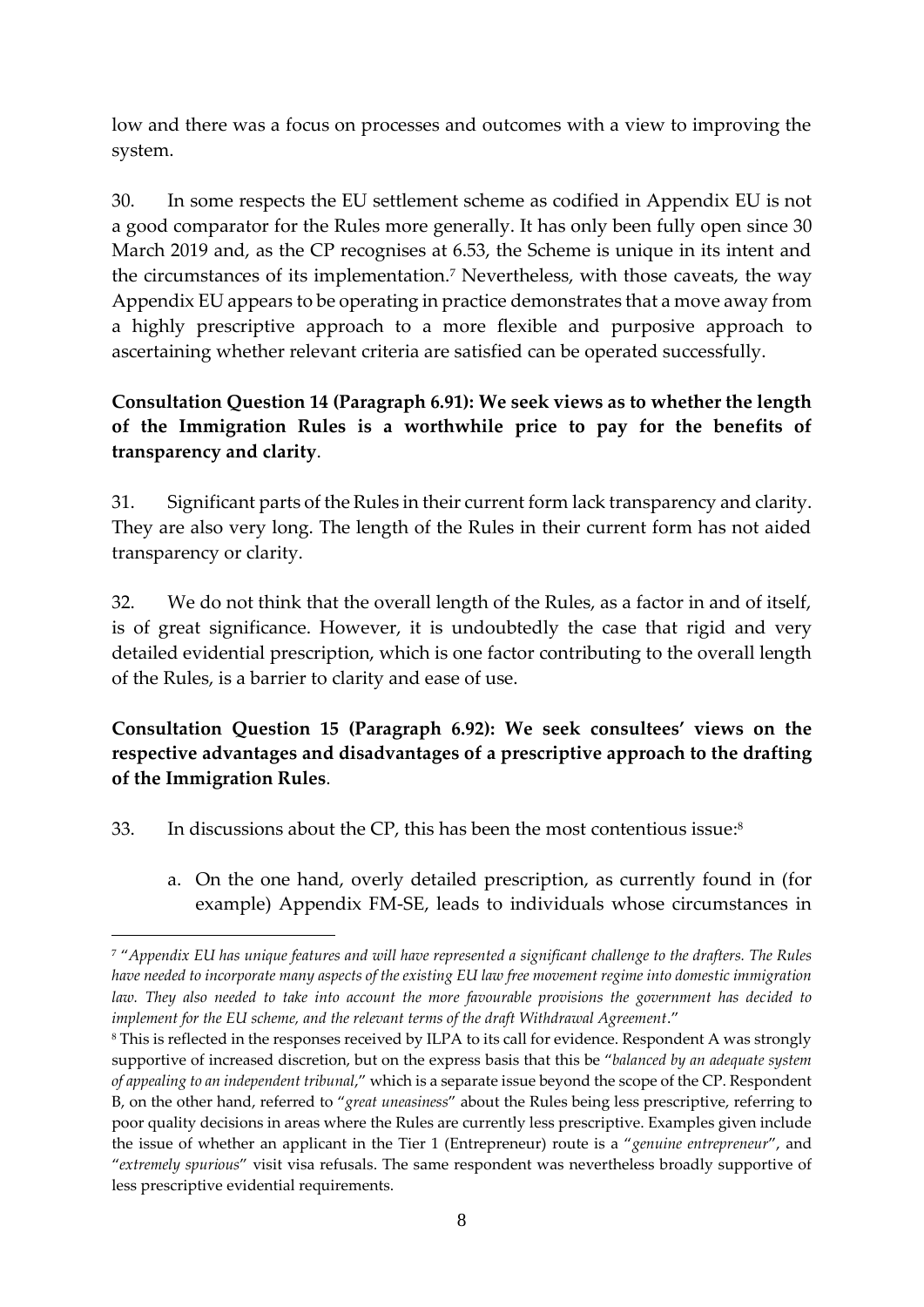low and there was a focus on processes and outcomes with a view to improving the system.

30. In some respects the EU settlement scheme as codified in Appendix EU is not a good comparator for the Rules more generally. It has only been fully open since 30 March 2019 and, as the CP recognises at 6.53, the Scheme is unique in its intent and the circumstances of its implementation.[7] Nevertheless, with those caveats, the way Appendix EU appears to be operating in practice demonstrates that a move away from a highly prescriptive approach to a more flexible and purposive approach to ascertaining whether relevant criteria are satisfied can be operated successfully.

**Consultation Question 14 (Paragraph 6.91): We seek views as to whether the length of the Immigration Rules is a worthwhile price to pay for the benefits of transparency and clarity**.

31. Significant parts of the Rules in their current form lack transparency and clarity. They are also very long. The length of the Rules in their current form has not aided transparency or clarity.

32. We do not think that the overall length of the Rules, as a factor in and of itself, is of great significance. However, it is undoubtedly the case that rigid and very detailed evidential prescription, which is one factor contributing to the overall length of the Rules, is a barrier to clarity and ease of use.

**Consultation Question 15 (Paragraph 6.92): We seek consultees' views on the respective advantages and disadvantages of a prescriptive approach to the drafting of the Immigration Rules**.

33. In discussions about the CP, this has been the most contentious issue:[8]

a. On the one hand, overly detailed prescription, as currently found in (for example) Appendix FM-SE, leads to individuals whose circumstances in

---

[7] "*Appendix EU has unique features and will have represented a significant challenge to the drafters. The Rules have needed to incorporate many aspects of the existing EU law free movement regime into domestic immigration law. They also needed to take into account the more favourable provisions the government has decided to implement for the EU scheme, and the relevant terms of the draft Withdrawal Agreement*."

[8] This is reflected in the responses received by ILPA to its call for evidence. Respondent A was strongly supportive of increased discretion, but on the express basis that this be "*balanced by an adequate system of appealing to an independent tribunal*," which is a separate issue beyond the scope of the CP. Respondent B, on the other hand, referred to "*great uneasiness*" about the Rules being less prescriptive, referring to poor quality decisions in areas where the Rules are currently less prescriptive. Examples given include the issue of whether an applicant in the Tier 1 (Entrepreneur) route is a "*genuine entrepreneur*", and "*extremely spurious*" visit visa refusals. The same respondent was nevertheless broadly supportive of less prescriptive evidential requirements.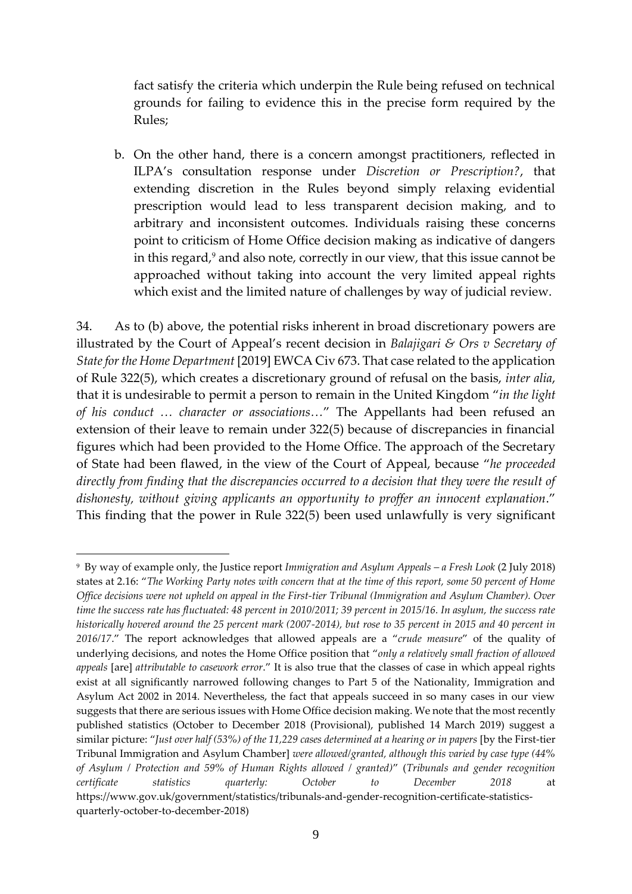fact satisfy the criteria which underpin the Rule being refused on technical grounds for failing to evidence this in the precise form required by the Rules;

b. On the other hand, there is a concern amongst practitioners, reflected in ILPA's consultation response under *Discretion or Prescription?*, that extending discretion in the Rules beyond simply relaxing evidential prescription would lead to less transparent decision making, and to arbitrary and inconsistent outcomes. Individuals raising these concerns point to criticism of Home Office decision making as indicative of dangers in this regard,[9] and also note, correctly in our view, that this issue cannot be approached without taking into account the very limited appeal rights which exist and the limited nature of challenges by way of judicial review.

34. As to (b) above, the potential risks inherent in broad discretionary powers are illustrated by the Court of Appeal's recent decision in *Balajigari & Ors v Secretary of State for the Home Department* [2019] EWCA Civ 673. That case related to the application of Rule 322(5), which creates a discretionary ground of refusal on the basis, *inter alia*, that it is undesirable to permit a person to remain in the United Kingdom "*in the light of his conduct … character or associations…*" The Appellants had been refused an extension of their leave to remain under 322(5) because of discrepancies in financial figures which had been provided to the Home Office. The approach of the Secretary of State had been flawed, in the view of the Court of Appeal, because "*he proceeded directly from finding that the discrepancies occurred to a decision that they were the result of dishonesty, without giving applicants an opportunity to proffer an innocent explanation*." This finding that the power in Rule 322(5) been used unlawfully is very significant

---

[9] By way of example only, the Justice report *Immigration and Asylum Appeals – a Fresh Look* (2 July 2018) states at 2.16: "*The Working Party notes with concern that at the time of this report, some 50 percent of Home Office decisions were not upheld on appeal in the First-tier Tribunal (Immigration and Asylum Chamber). Over time the success rate has fluctuated: 48 percent in 2010/2011; 39 percent in 2015/16. In asylum, the success rate historically hovered around the 25 percent mark (2007-2014), but rose to 35 percent in 2015 and 40 percent in 2016/17*." The report acknowledges that allowed appeals are a "*crude measure*" of the quality of underlying decisions, and notes the Home Office position that "*only a relatively small fraction of allowed appeals* [are] *attributable to casework error*." It is also true that the classes of case in which appeal rights exist at all significantly narrowed following changes to Part 5 of the Nationality, Immigration and Asylum Act 2002 in 2014. Nevertheless, the fact that appeals succeed in so many cases in our view suggests that there are serious issues with Home Office decision making. We note that the most recently published statistics (October to December 2018 (Provisional), published 14 March 2019) suggest a similar picture: "*Just over half (53%) of the 11,229 cases determined at a hearing or in papers* [by the First-tier Tribunal Immigration and Asylum Chamber] *were allowed/granted, although this varied by case type (44% of Asylum / Protection and 59% of Human Rights allowed / granted)*" (*Tribunals and gender recognition certificate statistics quarterly: October to December 2018* at https://www.gov.uk/government/statistics/tribunals-and-gender-recognition-certificate-statistics-quarterly-october-to-december-2018)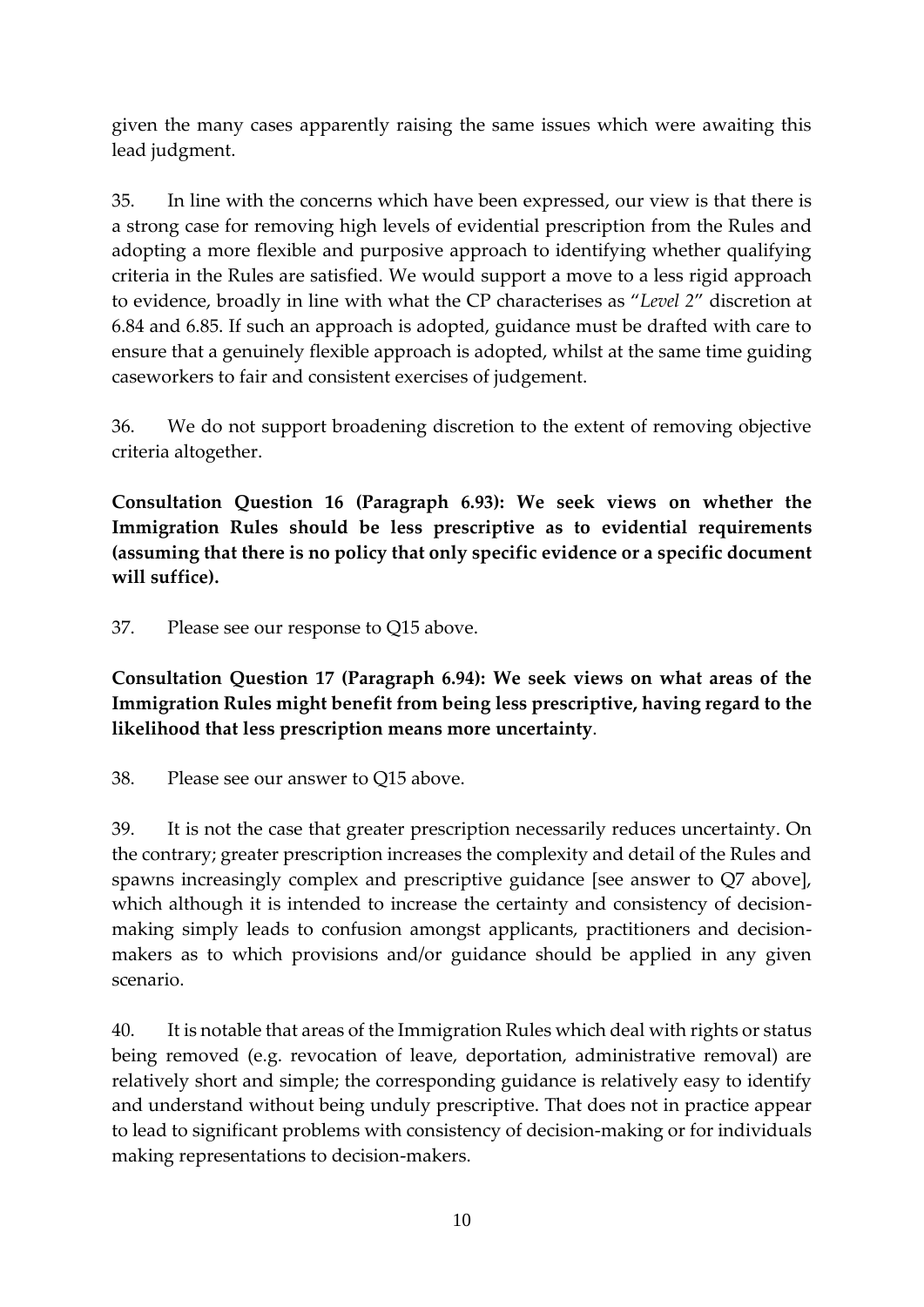given the many cases apparently raising the same issues which were awaiting this lead judgment.

35. In line with the concerns which have been expressed, our view is that there is a strong case for removing high levels of evidential prescription from the Rules and adopting a more flexible and purposive approach to identifying whether qualifying criteria in the Rules are satisfied. We would support a move to a less rigid approach to evidence, broadly in line with what the CP characterises as "*Level 2*" discretion at 6.84 and 6.85. If such an approach is adopted, guidance must be drafted with care to ensure that a genuinely flexible approach is adopted, whilst at the same time guiding caseworkers to fair and consistent exercises of judgement.

36. We do not support broadening discretion to the extent of removing objective criteria altogether.

**Consultation Question 16 (Paragraph 6.93): We seek views on whether the Immigration Rules should be less prescriptive as to evidential requirements (assuming that there is no policy that only specific evidence or a specific document will suffice).**

37. Please see our response to Q15 above.

**Consultation Question 17 (Paragraph 6.94): We seek views on what areas of the Immigration Rules might benefit from being less prescriptive, having regard to the likelihood that less prescription means more uncertainty**.

38. Please see our answer to Q15 above.

39. It is not the case that greater prescription necessarily reduces uncertainty. On the contrary; greater prescription increases the complexity and detail of the Rules and spawns increasingly complex and prescriptive guidance [see answer to Q7 above], which although it is intended to increase the certainty and consistency of decision-making simply leads to confusion amongst applicants, practitioners and decision-makers as to which provisions and/or guidance should be applied in any given scenario.

40. It is notable that areas of the Immigration Rules which deal with rights or status being removed (e.g. revocation of leave, deportation, administrative removal) are relatively short and simple; the corresponding guidance is relatively easy to identify and understand without being unduly prescriptive. That does not in practice appear to lead to significant problems with consistency of decision-making or for individuals making representations to decision-makers.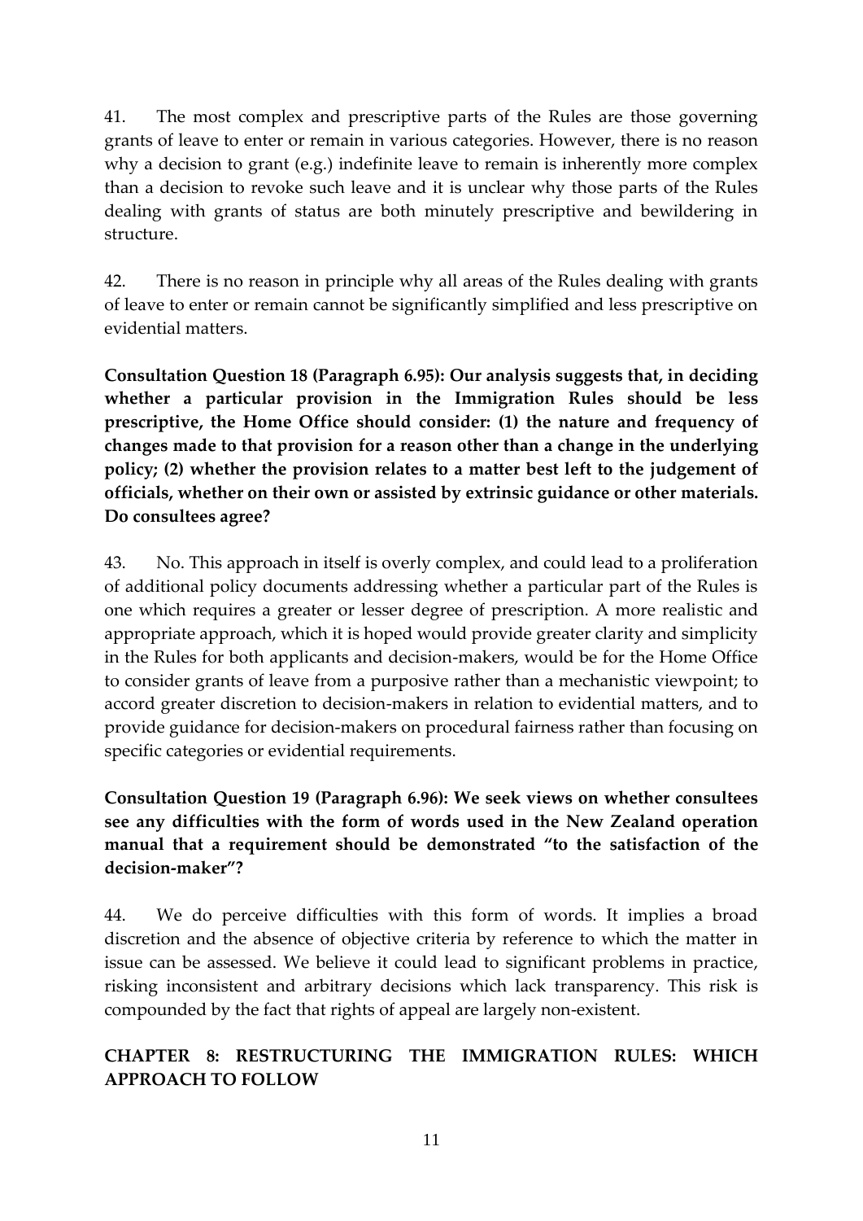41. The most complex and prescriptive parts of the Rules are those governing grants of leave to enter or remain in various categories. However, there is no reason why a decision to grant (e.g.) indefinite leave to remain is inherently more complex than a decision to revoke such leave and it is unclear why those parts of the Rules dealing with grants of status are both minutely prescriptive and bewildering in structure.

42. There is no reason in principle why all areas of the Rules dealing with grants of leave to enter or remain cannot be significantly simplified and less prescriptive on evidential matters.

**Consultation Question 18 (Paragraph 6.95): Our analysis suggests that, in deciding whether a particular provision in the Immigration Rules should be less prescriptive, the Home Office should consider: (1) the nature and frequency of changes made to that provision for a reason other than a change in the underlying policy; (2) whether the provision relates to a matter best left to the judgement of officials, whether on their own or assisted by extrinsic guidance or other materials. Do consultees agree?**

43. No. This approach in itself is overly complex, and could lead to a proliferation of additional policy documents addressing whether a particular part of the Rules is one which requires a greater or lesser degree of prescription. A more realistic and appropriate approach, which it is hoped would provide greater clarity and simplicity in the Rules for both applicants and decision-makers, would be for the Home Office to consider grants of leave from a purposive rather than a mechanistic viewpoint; to accord greater discretion to decision-makers in relation to evidential matters, and to provide guidance for decision-makers on procedural fairness rather than focusing on specific categories or evidential requirements.

**Consultation Question 19 (Paragraph 6.96): We seek views on whether consultees see any difficulties with the form of words used in the New Zealand operation manual that a requirement should be demonstrated "to the satisfaction of the decision-maker"?**

44. We do perceive difficulties with this form of words. It implies a broad discretion and the absence of objective criteria by reference to which the matter in issue can be assessed. We believe it could lead to significant problems in practice, risking inconsistent and arbitrary decisions which lack transparency. This risk is compounded by the fact that rights of appeal are largely non-existent.

## CHAPTER 8: RESTRUCTURING THE IMMIGRATION RULES: WHICH APPROACH TO FOLLOW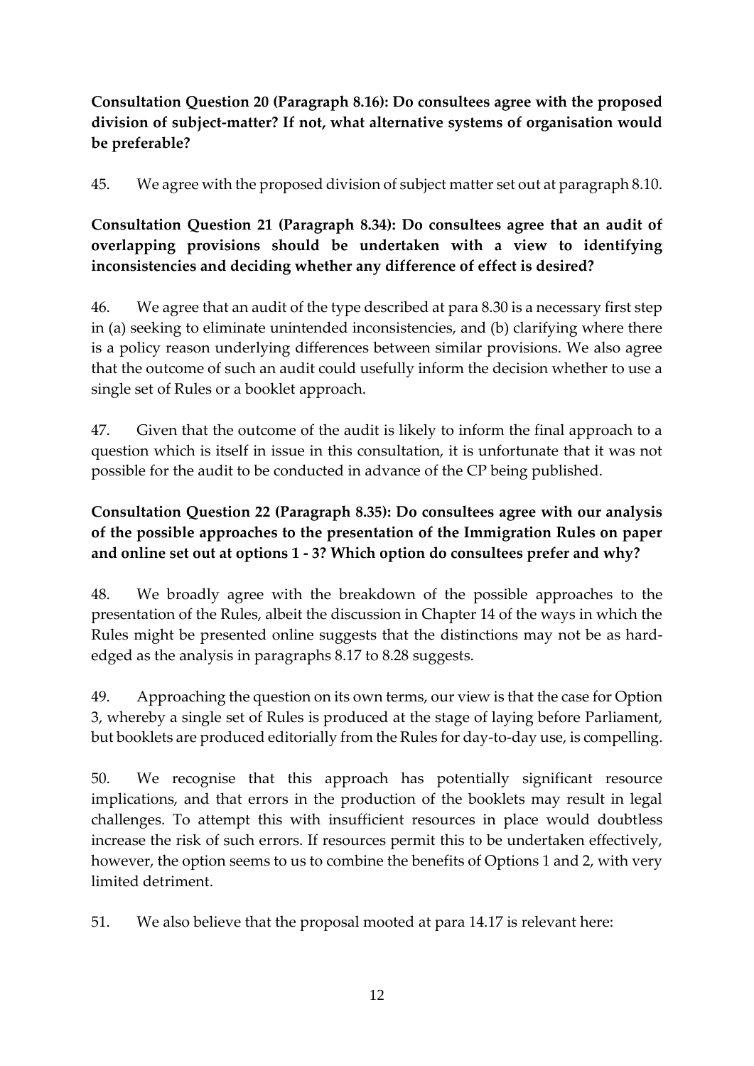**Consultation Question 20 (Paragraph 8.16): Do consultees agree with the proposed division of subject-matter? If not, what alternative systems of organisation would be preferable?**

45. We agree with the proposed division of subject matter set out at paragraph 8.10.

**Consultation Question 21 (Paragraph 8.34): Do consultees agree that an audit of overlapping provisions should be undertaken with a view to identifying inconsistencies and deciding whether any difference of effect is desired?**

46. We agree that an audit of the type described at para 8.30 is a necessary first step in (a) seeking to eliminate unintended inconsistencies, and (b) clarifying where there is a policy reason underlying differences between similar provisions. We also agree that the outcome of such an audit could usefully inform the decision whether to use a single set of Rules or a booklet approach.

47. Given that the outcome of the audit is likely to inform the final approach to a question which is itself in issue in this consultation, it is unfortunate that it was not possible for the audit to be conducted in advance of the CP being published.

**Consultation Question 22 (Paragraph 8.35): Do consultees agree with our analysis of the possible approaches to the presentation of the Immigration Rules on paper and online set out at options 1 - 3? Which option do consultees prefer and why?**

48. We broadly agree with the breakdown of the possible approaches to the presentation of the Rules, albeit the discussion in Chapter 14 of the ways in which the Rules might be presented online suggests that the distinctions may not be as hard-edged as the analysis in paragraphs 8.17 to 8.28 suggests.

49. Approaching the question on its own terms, our view is that the case for Option 3, whereby a single set of Rules is produced at the stage of laying before Parliament, but booklets are produced editorially from the Rules for day-to-day use, is compelling.

50. We recognise that this approach has potentially significant resource implications, and that errors in the production of the booklets may result in legal challenges. To attempt this with insufficient resources in place would doubtless increase the risk of such errors. If resources permit this to be undertaken effectively, however, the option seems to us to combine the benefits of Options 1 and 2, with very limited detriment.

51. We also believe that the proposal mooted at para 14.17 is relevant here: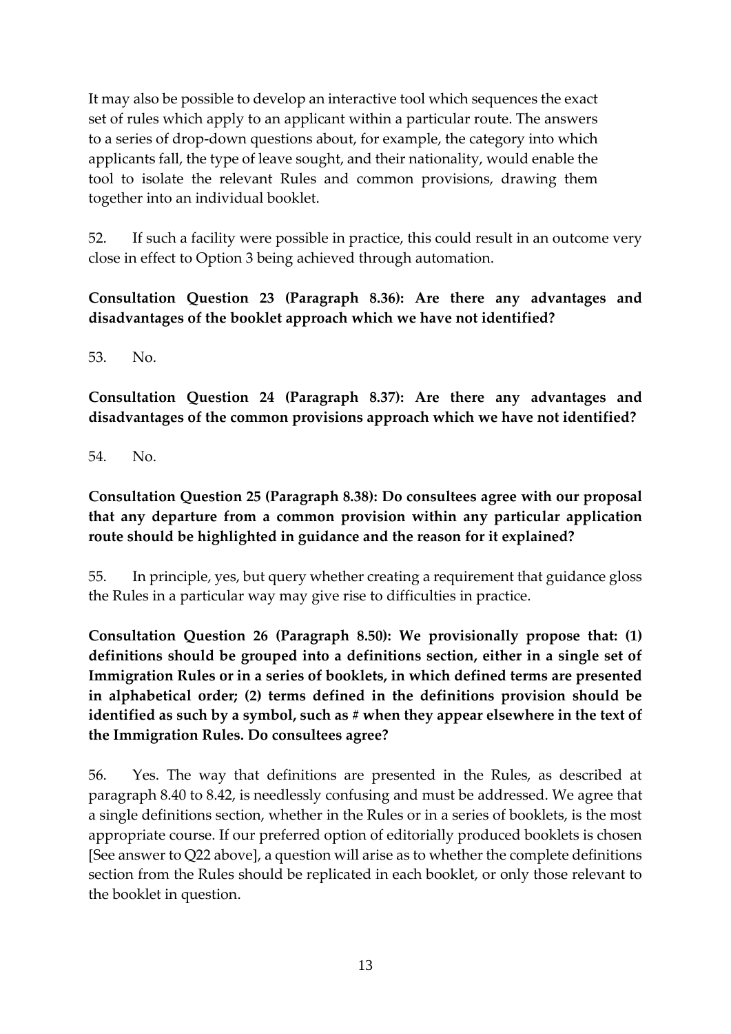It may also be possible to develop an interactive tool which sequences the exact set of rules which apply to an applicant within a particular route. The answers to a series of drop-down questions about, for example, the category into which applicants fall, the type of leave sought, and their nationality, would enable the tool to isolate the relevant Rules and common provisions, drawing them together into an individual booklet.

52. If such a facility were possible in practice, this could result in an outcome very close in effect to Option 3 being achieved through automation.

**Consultation Question 23 (Paragraph 8.36): Are there any advantages and disadvantages of the booklet approach which we have not identified?**

53. No.

**Consultation Question 24 (Paragraph 8.37): Are there any advantages and disadvantages of the common provisions approach which we have not identified?**

54. No.

**Consultation Question 25 (Paragraph 8.38): Do consultees agree with our proposal that any departure from a common provision within any particular application route should be highlighted in guidance and the reason for it explained?**

55. In principle, yes, but query whether creating a requirement that guidance gloss the Rules in a particular way may give rise to difficulties in practice.

**Consultation Question 26 (Paragraph 8.50): We provisionally propose that: (1) definitions should be grouped into a definitions section, either in a single set of Immigration Rules or in a series of booklets, in which defined terms are presented in alphabetical order; (2) terms defined in the definitions provision should be identified as such by a symbol, such as # when they appear elsewhere in the text of the Immigration Rules. Do consultees agree?**

56. Yes. The way that definitions are presented in the Rules, as described at paragraph 8.40 to 8.42, is needlessly confusing and must be addressed. We agree that a single definitions section, whether in the Rules or in a series of booklets, is the most appropriate course. If our preferred option of editorially produced booklets is chosen [See answer to Q22 above], a question will arise as to whether the complete definitions section from the Rules should be replicated in each booklet, or only those relevant to the booklet in question.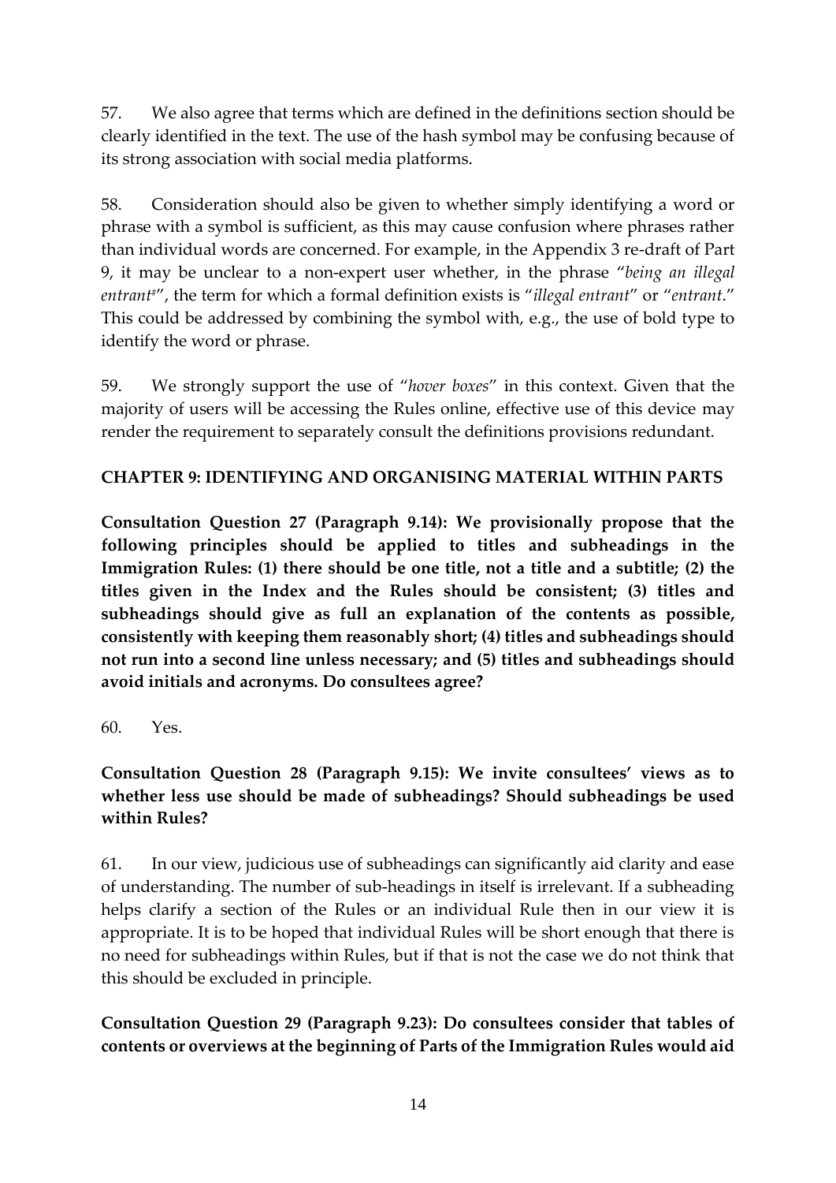57. We also agree that terms which are defined in the definitions section should be clearly identified in the text. The use of the hash symbol may be confusing because of its strong association with social media platforms.

58. Consideration should also be given to whether simply identifying a word or phrase with a symbol is sufficient, as this may cause confusion where phrases rather than individual words are concerned. For example, in the Appendix 3 re-draft of Part 9, it may be unclear to a non-expert user whether, in the phrase "*being an illegal entrant*#", the term for which a formal definition exists is "*illegal entrant*" or "*entrant*." This could be addressed by combining the symbol with, e.g., the use of bold type to identify the word or phrase.

59. We strongly support the use of "*hover boxes*" in this context. Given that the majority of users will be accessing the Rules online, effective use of this device may render the requirement to separately consult the definitions provisions redundant.

## CHAPTER 9: IDENTIFYING AND ORGANISING MATERIAL WITHIN PARTS

**Consultation Question 27 (Paragraph 9.14): We provisionally propose that the following principles should be applied to titles and subheadings in the Immigration Rules: (1) there should be one title, not a title and a subtitle; (2) the titles given in the Index and the Rules should be consistent; (3) titles and subheadings should give as full an explanation of the contents as possible, consistently with keeping them reasonably short; (4) titles and subheadings should not run into a second line unless necessary; and (5) titles and subheadings should avoid initials and acronyms. Do consultees agree?**

60. Yes.

**Consultation Question 28 (Paragraph 9.15): We invite consultees' views as to whether less use should be made of subheadings? Should subheadings be used within Rules?**

61. In our view, judicious use of subheadings can significantly aid clarity and ease of understanding. The number of sub-headings in itself is irrelevant. If a subheading helps clarify a section of the Rules or an individual Rule then in our view it is appropriate. It is to be hoped that individual Rules will be short enough that there is no need for subheadings within Rules, but if that is not the case we do not think that this should be excluded in principle.

**Consultation Question 29 (Paragraph 9.23): Do consultees consider that tables of contents or overviews at the beginning of Parts of the Immigration Rules would aid**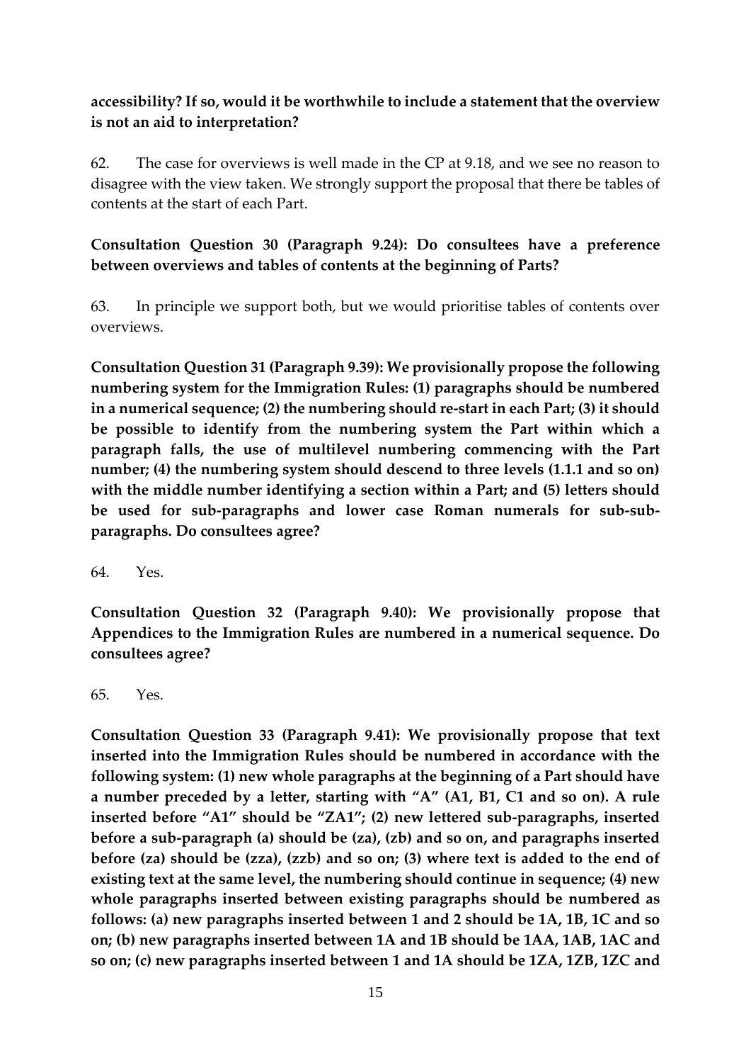**accessibility? If so, would it be worthwhile to include a statement that the overview is not an aid to interpretation?**

62. The case for overviews is well made in the CP at 9.18, and we see no reason to disagree with the view taken. We strongly support the proposal that there be tables of contents at the start of each Part.

**Consultation Question 30 (Paragraph 9.24): Do consultees have a preference between overviews and tables of contents at the beginning of Parts?**

63. In principle we support both, but we would prioritise tables of contents over overviews.

**Consultation Question 31 (Paragraph 9.39): We provisionally propose the following numbering system for the Immigration Rules: (1) paragraphs should be numbered in a numerical sequence; (2) the numbering should re-start in each Part; (3) it should be possible to identify from the numbering system the Part within which a paragraph falls, the use of multilevel numbering commencing with the Part number; (4) the numbering system should descend to three levels (1.1.1 and so on) with the middle number identifying a section within a Part; and (5) letters should be used for sub-paragraphs and lower case Roman numerals for sub-sub-paragraphs. Do consultees agree?**

64. Yes.

**Consultation Question 32 (Paragraph 9.40): We provisionally propose that Appendices to the Immigration Rules are numbered in a numerical sequence. Do consultees agree?**

65. Yes.

**Consultation Question 33 (Paragraph 9.41): We provisionally propose that text inserted into the Immigration Rules should be numbered in accordance with the following system: (1) new whole paragraphs at the beginning of a Part should have a number preceded by a letter, starting with "A" (A1, B1, C1 and so on). A rule inserted before "A1" should be "ZA1"; (2) new lettered sub-paragraphs, inserted before a sub-paragraph (a) should be (za), (zb) and so on, and paragraphs inserted before (za) should be (zza), (zzb) and so on; (3) where text is added to the end of existing text at the same level, the numbering should continue in sequence; (4) new whole paragraphs inserted between existing paragraphs should be numbered as follows: (a) new paragraphs inserted between 1 and 2 should be 1A, 1B, 1C and so on; (b) new paragraphs inserted between 1A and 1B should be 1AA, 1AB, 1AC and so on; (c) new paragraphs inserted between 1 and 1A should be 1ZA, 1ZB, 1ZC and**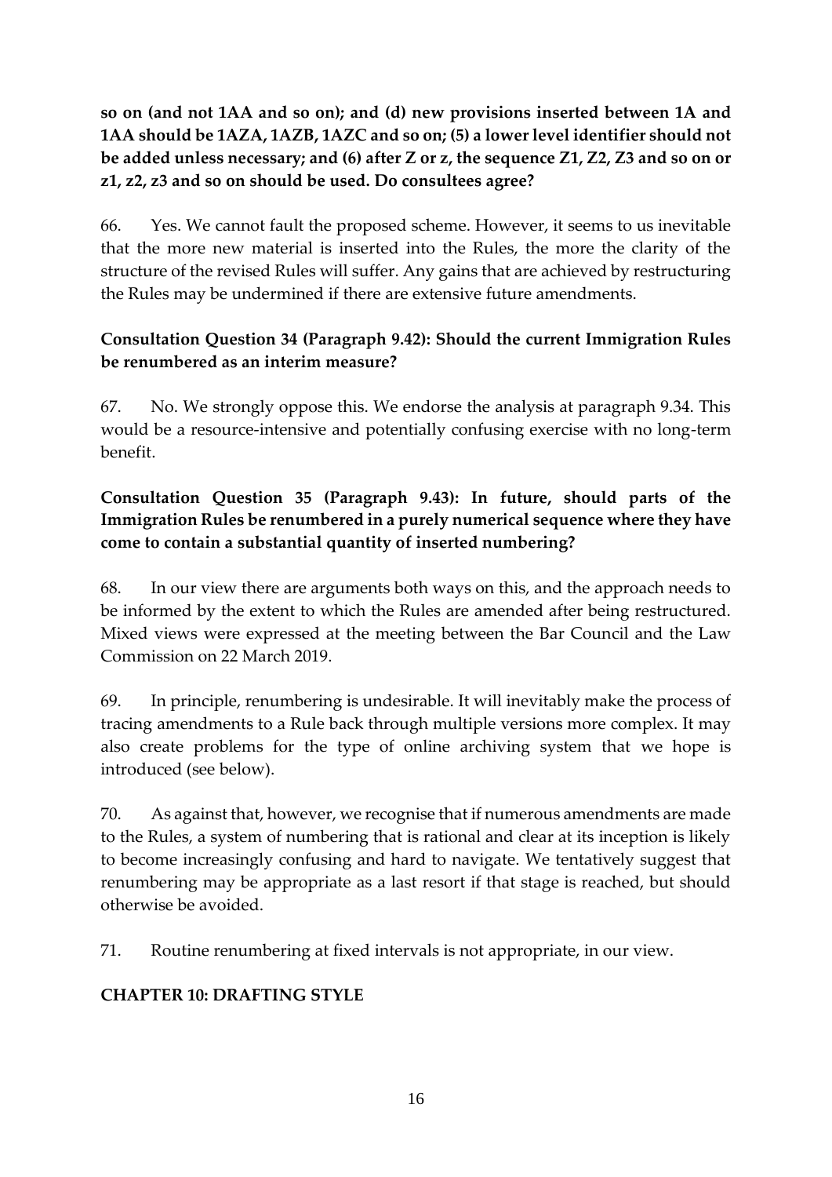**so on (and not 1AA and so on); and (d) new provisions inserted between 1A and 1AA should be 1AZA, 1AZB, 1AZC and so on; (5) a lower level identifier should not be added unless necessary; and (6) after Z or z, the sequence Z1, Z2, Z3 and so on or z1, z2, z3 and so on should be used. Do consultees agree?**

66. Yes. We cannot fault the proposed scheme. However, it seems to us inevitable that the more new material is inserted into the Rules, the more the clarity of the structure of the revised Rules will suffer. Any gains that are achieved by restructuring the Rules may be undermined if there are extensive future amendments.

**Consultation Question 34 (Paragraph 9.42): Should the current Immigration Rules be renumbered as an interim measure?**

67. No. We strongly oppose this. We endorse the analysis at paragraph 9.34. This would be a resource-intensive and potentially confusing exercise with no long-term benefit.

**Consultation Question 35 (Paragraph 9.43): In future, should parts of the Immigration Rules be renumbered in a purely numerical sequence where they have come to contain a substantial quantity of inserted numbering?**

68. In our view there are arguments both ways on this, and the approach needs to be informed by the extent to which the Rules are amended after being restructured. Mixed views were expressed at the meeting between the Bar Council and the Law Commission on 22 March 2019.

69. In principle, renumbering is undesirable. It will inevitably make the process of tracing amendments to a Rule back through multiple versions more complex. It may also create problems for the type of online archiving system that we hope is introduced (see below).

70. As against that, however, we recognise that if numerous amendments are made to the Rules, a system of numbering that is rational and clear at its inception is likely to become increasingly confusing and hard to navigate. We tentatively suggest that renumbering may be appropriate as a last resort if that stage is reached, but should otherwise be avoided.

71. Routine renumbering at fixed intervals is not appropriate, in our view.

## CHAPTER 10: DRAFTING STYLE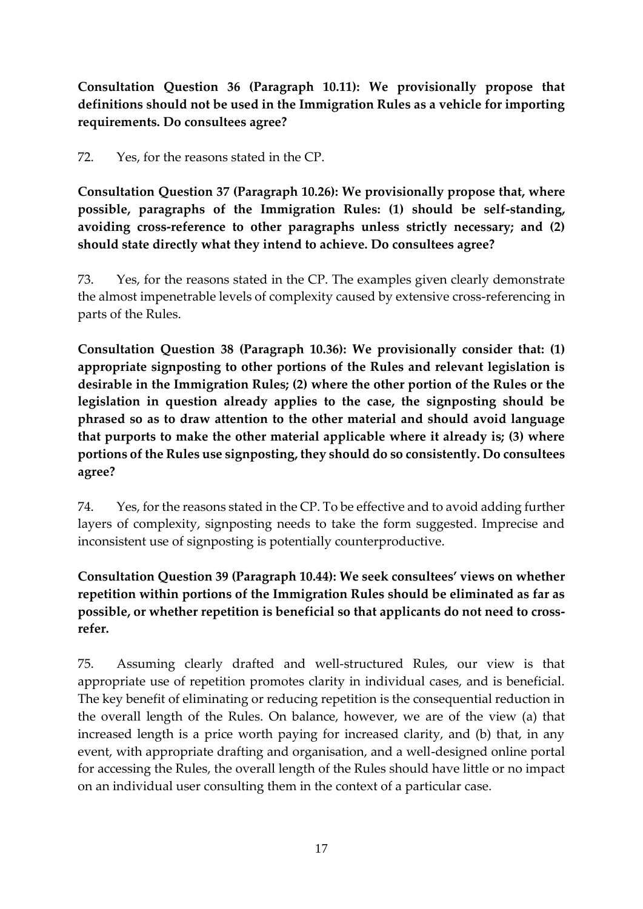**Consultation Question 36 (Paragraph 10.11): We provisionally propose that definitions should not be used in the Immigration Rules as a vehicle for importing requirements. Do consultees agree?**

72. Yes, for the reasons stated in the CP.

**Consultation Question 37 (Paragraph 10.26): We provisionally propose that, where possible, paragraphs of the Immigration Rules: (1) should be self-standing, avoiding cross-reference to other paragraphs unless strictly necessary; and (2) should state directly what they intend to achieve. Do consultees agree?**

73. Yes, for the reasons stated in the CP. The examples given clearly demonstrate the almost impenetrable levels of complexity caused by extensive cross-referencing in parts of the Rules.

**Consultation Question 38 (Paragraph 10.36): We provisionally consider that: (1) appropriate signposting to other portions of the Rules and relevant legislation is desirable in the Immigration Rules; (2) where the other portion of the Rules or the legislation in question already applies to the case, the signposting should be phrased so as to draw attention to the other material and should avoid language that purports to make the other material applicable where it already is; (3) where portions of the Rules use signposting, they should do so consistently. Do consultees agree?**

74. Yes, for the reasons stated in the CP. To be effective and to avoid adding further layers of complexity, signposting needs to take the form suggested. Imprecise and inconsistent use of signposting is potentially counterproductive.

**Consultation Question 39 (Paragraph 10.44): We seek consultees' views on whether repetition within portions of the Immigration Rules should be eliminated as far as possible, or whether repetition is beneficial so that applicants do not need to cross-refer.**

75. Assuming clearly drafted and well-structured Rules, our view is that appropriate use of repetition promotes clarity in individual cases, and is beneficial. The key benefit of eliminating or reducing repetition is the consequential reduction in the overall length of the Rules. On balance, however, we are of the view (a) that increased length is a price worth paying for increased clarity, and (b) that, in any event, with appropriate drafting and organisation, and a well-designed online portal for accessing the Rules, the overall length of the Rules should have little or no impact on an individual user consulting them in the context of a particular case.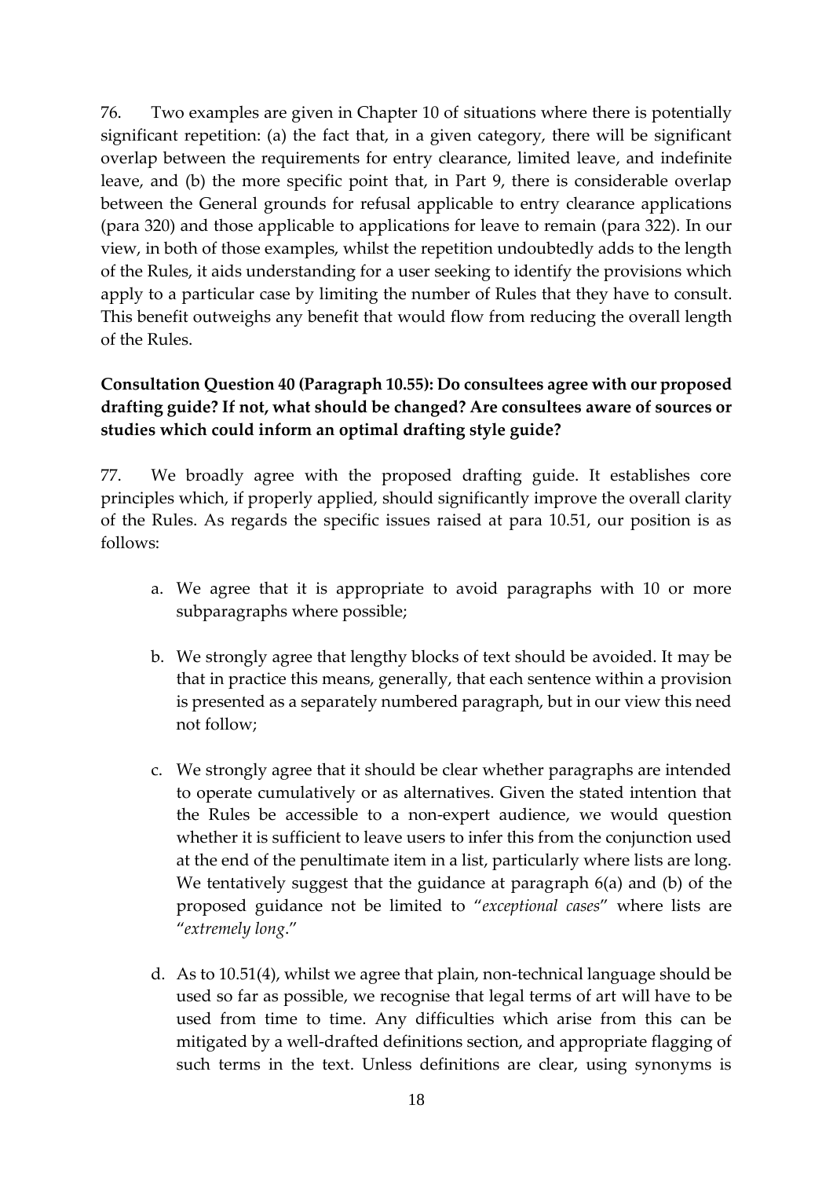76. Two examples are given in Chapter 10 of situations where there is potentially significant repetition: (a) the fact that, in a given category, there will be significant overlap between the requirements for entry clearance, limited leave, and indefinite leave, and (b) the more specific point that, in Part 9, there is considerable overlap between the General grounds for refusal applicable to entry clearance applications (para 320) and those applicable to applications for leave to remain (para 322). In our view, in both of those examples, whilst the repetition undoubtedly adds to the length of the Rules, it aids understanding for a user seeking to identify the provisions which apply to a particular case by limiting the number of Rules that they have to consult. This benefit outweighs any benefit that would flow from reducing the overall length of the Rules.

**Consultation Question 40 (Paragraph 10.55): Do consultees agree with our proposed drafting guide? If not, what should be changed? Are consultees aware of sources or studies which could inform an optimal drafting style guide?**

77. We broadly agree with the proposed drafting guide. It establishes core principles which, if properly applied, should significantly improve the overall clarity of the Rules. As regards the specific issues raised at para 10.51, our position is as follows:

a. We agree that it is appropriate to avoid paragraphs with 10 or more subparagraphs where possible;

b. We strongly agree that lengthy blocks of text should be avoided. It may be that in practice this means, generally, that each sentence within a provision is presented as a separately numbered paragraph, but in our view this need not follow;

c. We strongly agree that it should be clear whether paragraphs are intended to operate cumulatively or as alternatives. Given the stated intention that the Rules be accessible to a non-expert audience, we would question whether it is sufficient to leave users to infer this from the conjunction used at the end of the penultimate item in a list, particularly where lists are long. We tentatively suggest that the guidance at paragraph 6(a) and (b) of the proposed guidance not be limited to "*exceptional cases*" where lists are "*extremely long*."

d. As to 10.51(4), whilst we agree that plain, non-technical language should be used so far as possible, we recognise that legal terms of art will have to be used from time to time. Any difficulties which arise from this can be mitigated by a well-drafted definitions section, and appropriate flagging of such terms in the text. Unless definitions are clear, using synonyms is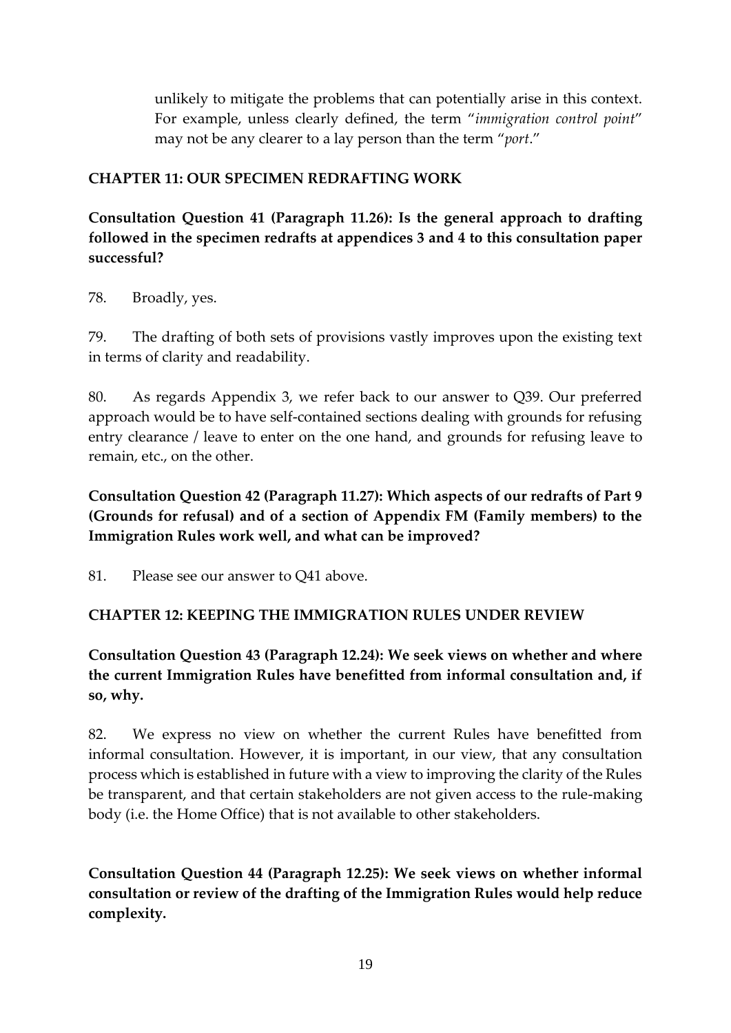unlikely to mitigate the problems that can potentially arise in this context. For example, unless clearly defined, the term "*immigration control point*" may not be any clearer to a lay person than the term "*port*."

## CHAPTER 11: OUR SPECIMEN REDRAFTING WORK

**Consultation Question 41 (Paragraph 11.26): Is the general approach to drafting followed in the specimen redrafts at appendices 3 and 4 to this consultation paper successful?**

78. Broadly, yes.

79. The drafting of both sets of provisions vastly improves upon the existing text in terms of clarity and readability.

80. As regards Appendix 3, we refer back to our answer to Q39. Our preferred approach would be to have self-contained sections dealing with grounds for refusing entry clearance / leave to enter on the one hand, and grounds for refusing leave to remain, etc., on the other.

**Consultation Question 42 (Paragraph 11.27): Which aspects of our redrafts of Part 9 (Grounds for refusal) and of a section of Appendix FM (Family members) to the Immigration Rules work well, and what can be improved?**

81. Please see our answer to Q41 above.

## CHAPTER 12: KEEPING THE IMMIGRATION RULES UNDER REVIEW

**Consultation Question 43 (Paragraph 12.24): We seek views on whether and where the current Immigration Rules have benefitted from informal consultation and, if so, why.**

82. We express no view on whether the current Rules have benefitted from informal consultation. However, it is important, in our view, that any consultation process which is established in future with a view to improving the clarity of the Rules be transparent, and that certain stakeholders are not given access to the rule-making body (i.e. the Home Office) that is not available to other stakeholders.

**Consultation Question 44 (Paragraph 12.25): We seek views on whether informal consultation or review of the drafting of the Immigration Rules would help reduce complexity.**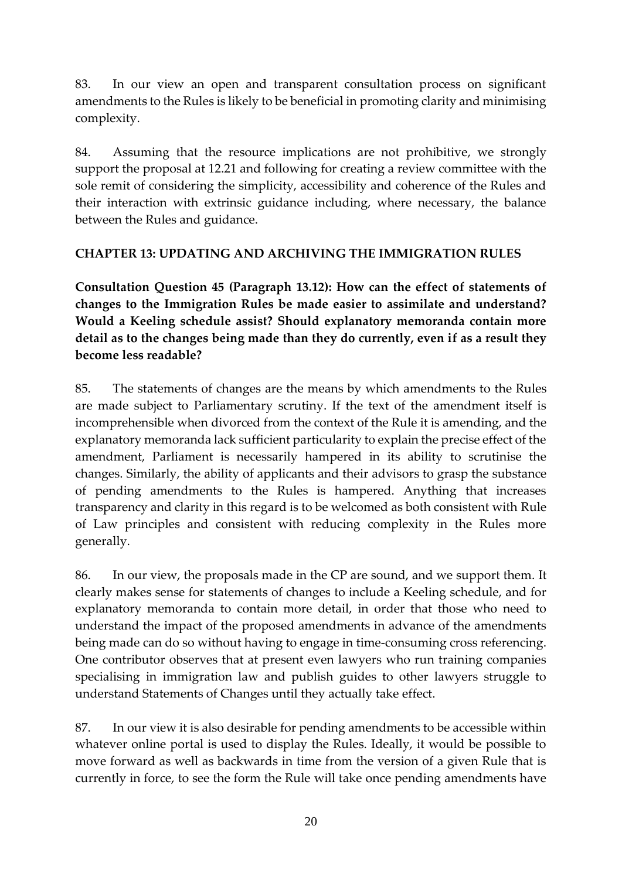83. In our view an open and transparent consultation process on significant amendments to the Rules is likely to be beneficial in promoting clarity and minimising complexity.

84. Assuming that the resource implications are not prohibitive, we strongly support the proposal at 12.21 and following for creating a review committee with the sole remit of considering the simplicity, accessibility and coherence of the Rules and their interaction with extrinsic guidance including, where necessary, the balance between the Rules and guidance.

## CHAPTER 13: UPDATING AND ARCHIVING THE IMMIGRATION RULES

**Consultation Question 45 (Paragraph 13.12): How can the effect of statements of changes to the Immigration Rules be made easier to assimilate and understand? Would a Keeling schedule assist? Should explanatory memoranda contain more detail as to the changes being made than they do currently, even if as a result they become less readable?**

85. The statements of changes are the means by which amendments to the Rules are made subject to Parliamentary scrutiny. If the text of the amendment itself is incomprehensible when divorced from the context of the Rule it is amending, and the explanatory memoranda lack sufficient particularity to explain the precise effect of the amendment, Parliament is necessarily hampered in its ability to scrutinise the changes. Similarly, the ability of applicants and their advisors to grasp the substance of pending amendments to the Rules is hampered. Anything that increases transparency and clarity in this regard is to be welcomed as both consistent with Rule of Law principles and consistent with reducing complexity in the Rules more generally.

86. In our view, the proposals made in the CP are sound, and we support them. It clearly makes sense for statements of changes to include a Keeling schedule, and for explanatory memoranda to contain more detail, in order that those who need to understand the impact of the proposed amendments in advance of the amendments being made can do so without having to engage in time-consuming cross referencing. One contributor observes that at present even lawyers who run training companies specialising in immigration law and publish guides to other lawyers struggle to understand Statements of Changes until they actually take effect.

87. In our view it is also desirable for pending amendments to be accessible within whatever online portal is used to display the Rules. Ideally, it would be possible to move forward as well as backwards in time from the version of a given Rule that is currently in force, to see the form the Rule will take once pending amendments have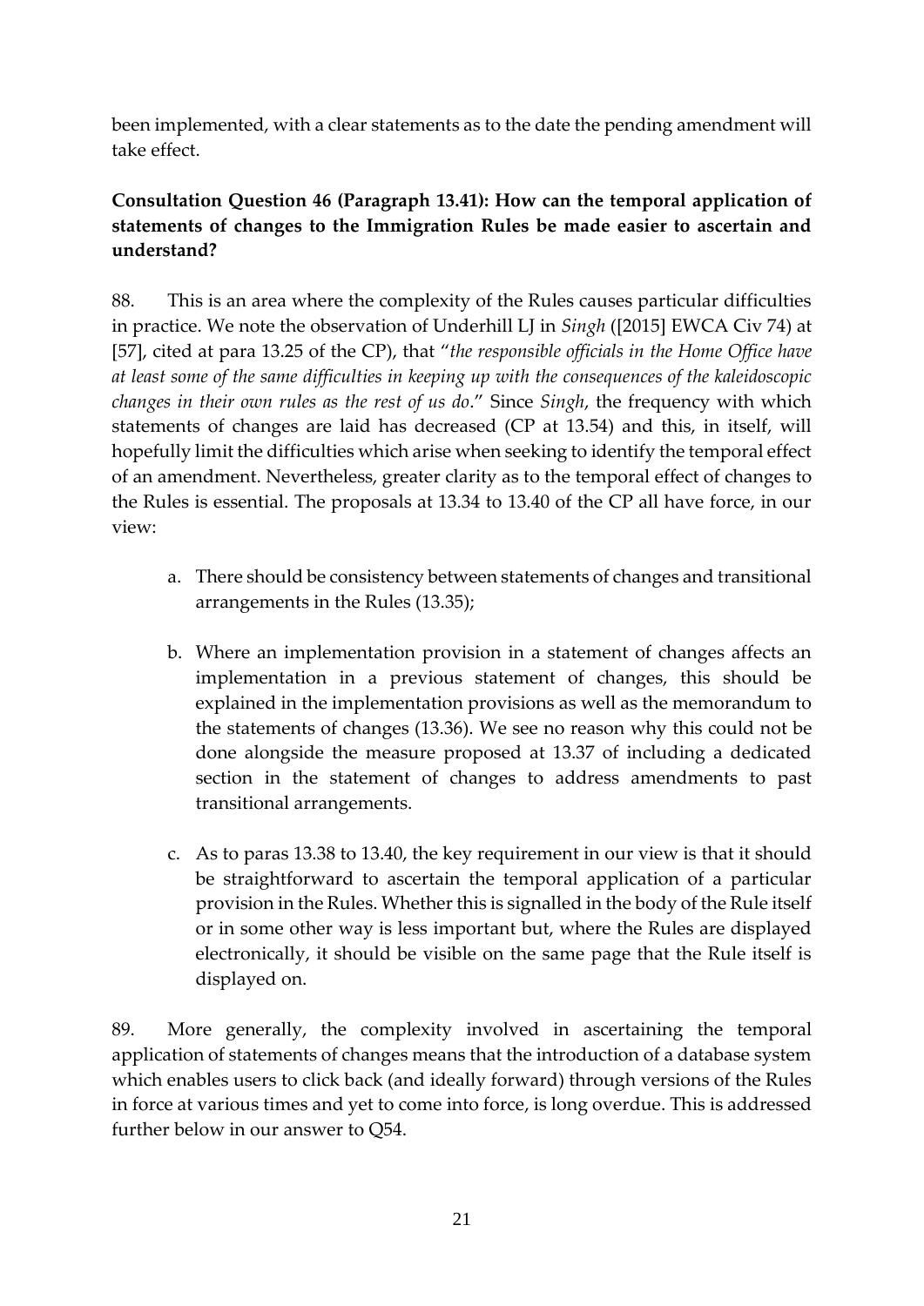been implemented, with a clear statements as to the date the pending amendment will take effect.

**Consultation Question 46 (Paragraph 13.41): How can the temporal application of statements of changes to the Immigration Rules be made easier to ascertain and understand?**

88. This is an area where the complexity of the Rules causes particular difficulties in practice. We note the observation of Underhill LJ in *Singh* ([2015] EWCA Civ 74) at [57], cited at para 13.25 of the CP), that "*the responsible officials in the Home Office have at least some of the same difficulties in keeping up with the consequences of the kaleidoscopic changes in their own rules as the rest of us do*." Since *Singh*, the frequency with which statements of changes are laid has decreased (CP at 13.54) and this, in itself, will hopefully limit the difficulties which arise when seeking to identify the temporal effect of an amendment. Nevertheless, greater clarity as to the temporal effect of changes to the Rules is essential. The proposals at 13.34 to 13.40 of the CP all have force, in our view:

a. There should be consistency between statements of changes and transitional arrangements in the Rules (13.35);

b. Where an implementation provision in a statement of changes affects an implementation in a previous statement of changes, this should be explained in the implementation provisions as well as the memorandum to the statements of changes (13.36). We see no reason why this could not be done alongside the measure proposed at 13.37 of including a dedicated section in the statement of changes to address amendments to past transitional arrangements.

c. As to paras 13.38 to 13.40, the key requirement in our view is that it should be straightforward to ascertain the temporal application of a particular provision in the Rules. Whether this is signalled in the body of the Rule itself or in some other way is less important but, where the Rules are displayed electronically, it should be visible on the same page that the Rule itself is displayed on.

89. More generally, the complexity involved in ascertaining the temporal application of statements of changes means that the introduction of a database system which enables users to click back (and ideally forward) through versions of the Rules in force at various times and yet to come into force, is long overdue. This is addressed further below in our answer to Q54.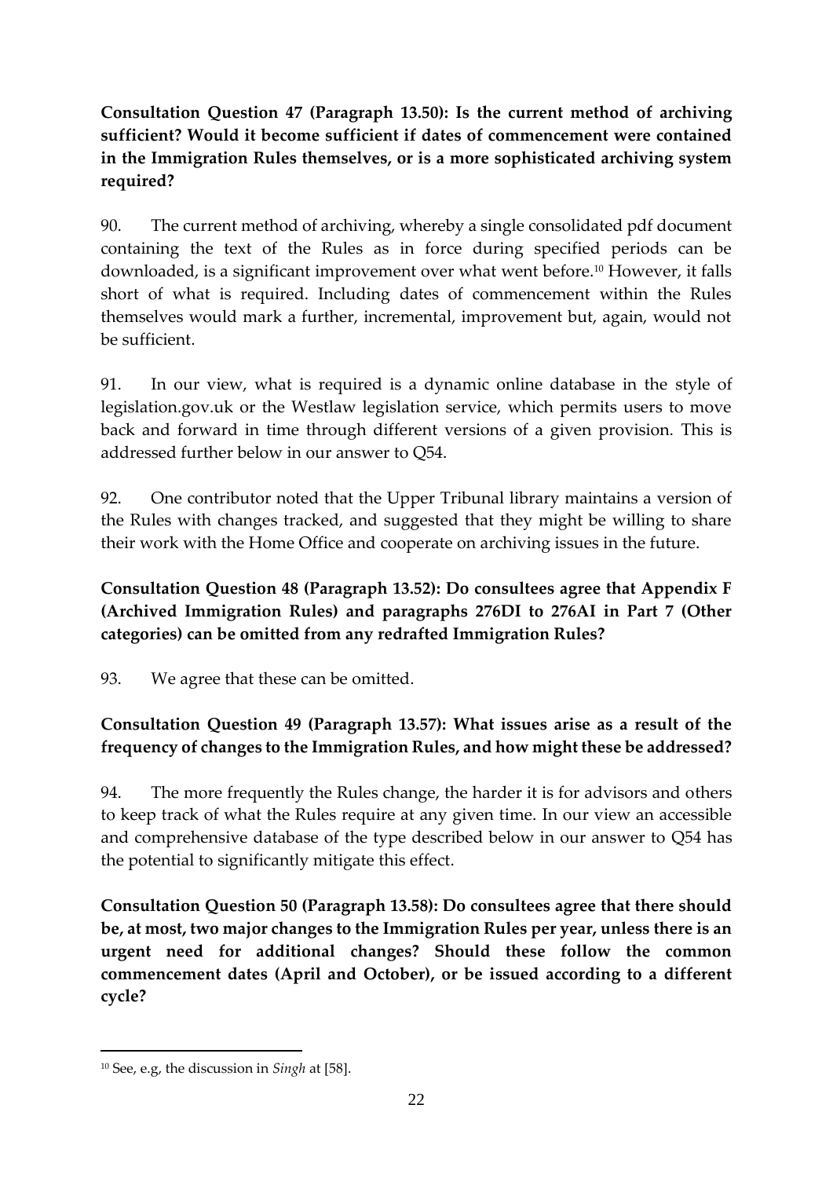**Consultation Question 47 (Paragraph 13.50): Is the current method of archiving sufficient? Would it become sufficient if dates of commencement were contained in the Immigration Rules themselves, or is a more sophisticated archiving system required?**

90. The current method of archiving, whereby a single consolidated pdf document containing the text of the Rules as in force during specified periods can be downloaded, is a significant improvement over what went before.[10] However, it falls short of what is required. Including dates of commencement within the Rules themselves would mark a further, incremental, improvement but, again, would not be sufficient.

91. In our view, what is required is a dynamic online database in the style of legislation.gov.uk or the Westlaw legislation service, which permits users to move back and forward in time through different versions of a given provision. This is addressed further below in our answer to Q54.

92. One contributor noted that the Upper Tribunal library maintains a version of the Rules with changes tracked, and suggested that they might be willing to share their work with the Home Office and cooperate on archiving issues in the future.

**Consultation Question 48 (Paragraph 13.52): Do consultees agree that Appendix F (Archived Immigration Rules) and paragraphs 276DI to 276AI in Part 7 (Other categories) can be omitted from any redrafted Immigration Rules?**

93. We agree that these can be omitted.

**Consultation Question 49 (Paragraph 13.57): What issues arise as a result of the frequency of changes to the Immigration Rules, and how might these be addressed?**

94. The more frequently the Rules change, the harder it is for advisors and others to keep track of what the Rules require at any given time. In our view an accessible and comprehensive database of the type described below in our answer to Q54 has the potential to significantly mitigate this effect.

**Consultation Question 50 (Paragraph 13.58): Do consultees agree that there should be, at most, two major changes to the Immigration Rules per year, unless there is an urgent need for additional changes? Should these follow the common commencement dates (April and October), or be issued according to a different cycle?**

---

[10] See, e.g, the discussion in *Singh* at [58].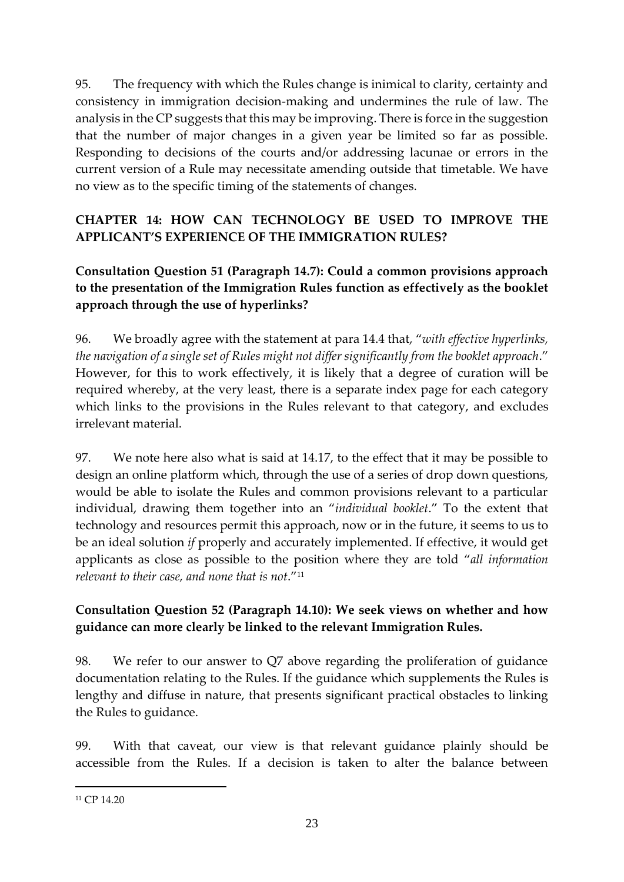95. The frequency with which the Rules change is inimical to clarity, certainty and consistency in immigration decision-making and undermines the rule of law. The analysis in the CP suggests that this may be improving. There is force in the suggestion that the number of major changes in a given year be limited so far as possible. Responding to decisions of the courts and/or addressing lacunae or errors in the current version of a Rule may necessitate amending outside that timetable. We have no view as to the specific timing of the statements of changes.

## CHAPTER 14: HOW CAN TECHNOLOGY BE USED TO IMPROVE THE APPLICANT'S EXPERIENCE OF THE IMMIGRATION RULES?

### Consultation Question 51 (Paragraph 14.7): Could a common provisions approach to the presentation of the Immigration Rules function as effectively as the booklet approach through the use of hyperlinks?

96. We broadly agree with the statement at para 14.4 that, "*with effective hyperlinks, the navigation of a single set of Rules might not differ significantly from the booklet approach*." However, for this to work effectively, it is likely that a degree of curation will be required whereby, at the very least, there is a separate index page for each category which links to the provisions in the Rules relevant to that category, and excludes irrelevant material.

97. We note here also what is said at 14.17, to the effect that it may be possible to design an online platform which, through the use of a series of drop down questions, would be able to isolate the Rules and common provisions relevant to a particular individual, drawing them together into an "*individual booklet*." To the extent that technology and resources permit this approach, now or in the future, it seems to us to be an ideal solution *if* properly and accurately implemented. If effective, it would get applicants as close as possible to the position where they are told "*all information relevant to their case, and none that is not*."[11]

### Consultation Question 52 (Paragraph 14.10): We seek views on whether and how guidance can more clearly be linked to the relevant Immigration Rules.

98. We refer to our answer to Q7 above regarding the proliferation of guidance documentation relating to the Rules. If the guidance which supplements the Rules is lengthy and diffuse in nature, that presents significant practical obstacles to linking the Rules to guidance.

99. With that caveat, our view is that relevant guidance plainly should be accessible from the Rules. If a decision is taken to alter the balance between

[11] CP 14.20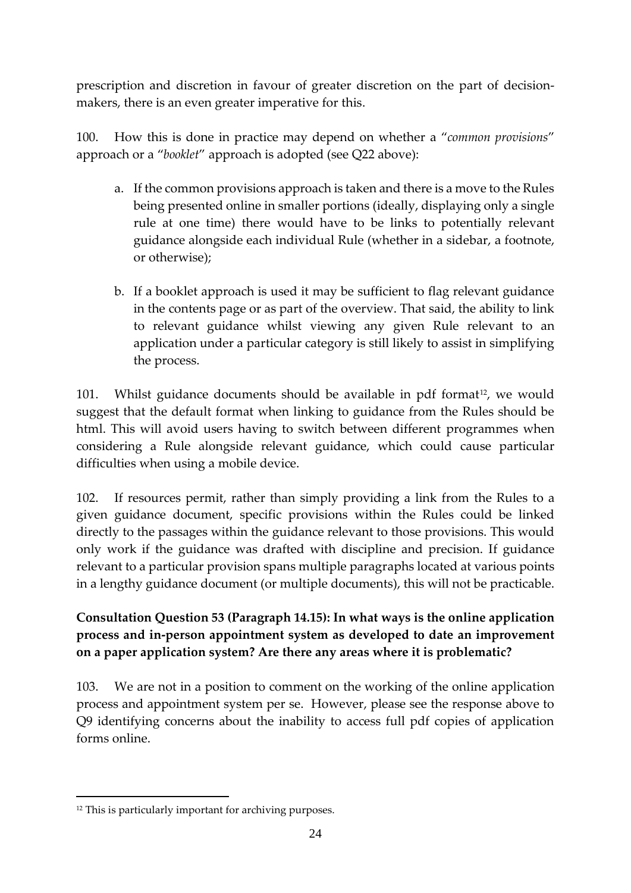prescription and discretion in favour of greater discretion on the part of decision-makers, there is an even greater imperative for this.

100. How this is done in practice may depend on whether a "*common provisions*" approach or a "*booklet*" approach is adopted (see Q22 above):

a. If the common provisions approach is taken and there is a move to the Rules being presented online in smaller portions (ideally, displaying only a single rule at one time) there would have to be links to potentially relevant guidance alongside each individual Rule (whether in a sidebar, a footnote, or otherwise);

b. If a booklet approach is used it may be sufficient to flag relevant guidance in the contents page or as part of the overview. That said, the ability to link to relevant guidance whilst viewing any given Rule relevant to an application under a particular category is still likely to assist in simplifying the process.

101. Whilst guidance documents should be available in pdf format[12], we would suggest that the default format when linking to guidance from the Rules should be html. This will avoid users having to switch between different programmes when considering a Rule alongside relevant guidance, which could cause particular difficulties when using a mobile device.

102. If resources permit, rather than simply providing a link from the Rules to a given guidance document, specific provisions within the Rules could be linked directly to the passages within the guidance relevant to those provisions. This would only work if the guidance was drafted with discipline and precision. If guidance relevant to a particular provision spans multiple paragraphs located at various points in a lengthy guidance document (or multiple documents), this will not be practicable.

**Consultation Question 53 (Paragraph 14.15): In what ways is the online application process and in-person appointment system as developed to date an improvement on a paper application system? Are there any areas where it is problematic?**

103. We are not in a position to comment on the working of the online application process and appointment system per se. However, please see the response above to Q9 identifying concerns about the inability to access full pdf copies of application forms online.

---

[12] This is particularly important for archiving purposes.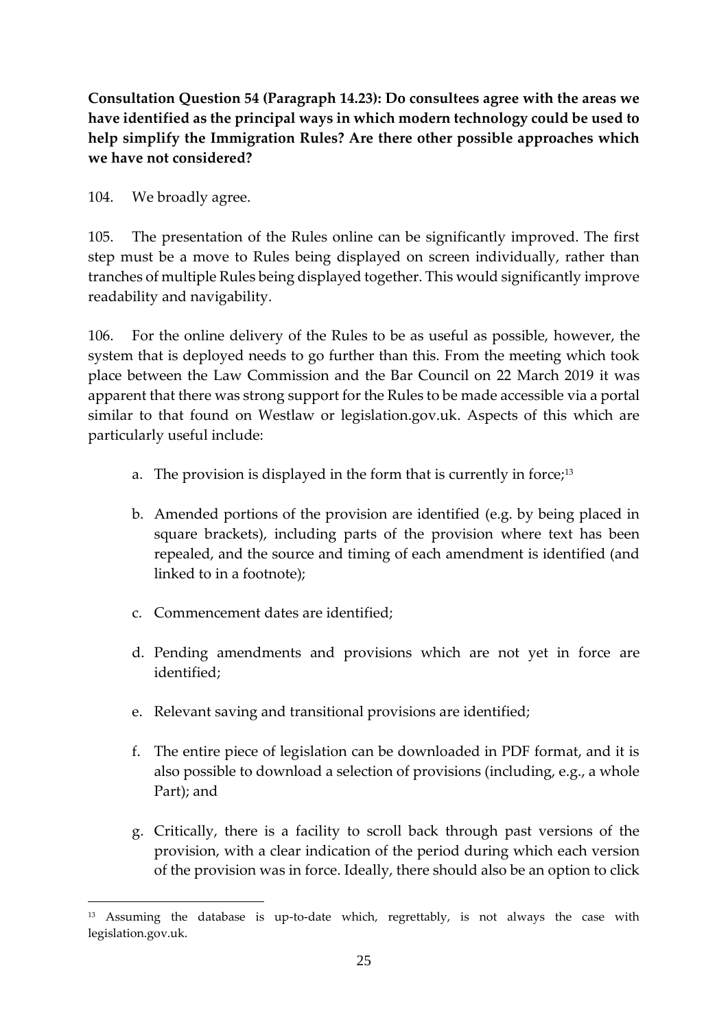**Consultation Question 54 (Paragraph 14.23): Do consultees agree with the areas we have identified as the principal ways in which modern technology could be used to help simplify the Immigration Rules? Are there other possible approaches which we have not considered?**

104. We broadly agree.

105. The presentation of the Rules online can be significantly improved. The first step must be a move to Rules being displayed on screen individually, rather than tranches of multiple Rules being displayed together. This would significantly improve readability and navigability.

106. For the online delivery of the Rules to be as useful as possible, however, the system that is deployed needs to go further than this. From the meeting which took place between the Law Commission and the Bar Council on 22 March 2019 it was apparent that there was strong support for the Rules to be made accessible via a portal similar to that found on Westlaw or legislation.gov.uk. Aspects of this which are particularly useful include:

a. The provision is displayed in the form that is currently in force;[13]

b. Amended portions of the provision are identified (e.g. by being placed in square brackets), including parts of the provision where text has been repealed, and the source and timing of each amendment is identified (and linked to in a footnote);

c. Commencement dates are identified;

d. Pending amendments and provisions which are not yet in force are identified;

e. Relevant saving and transitional provisions are identified;

f. The entire piece of legislation can be downloaded in PDF format, and it is also possible to download a selection of provisions (including, e.g., a whole Part); and

g. Critically, there is a facility to scroll back through past versions of the provision, with a clear indication of the period during which each version of the provision was in force. Ideally, there should also be an option to click

---

[13] Assuming the database is up-to-date which, regrettably, is not always the case with legislation.gov.uk.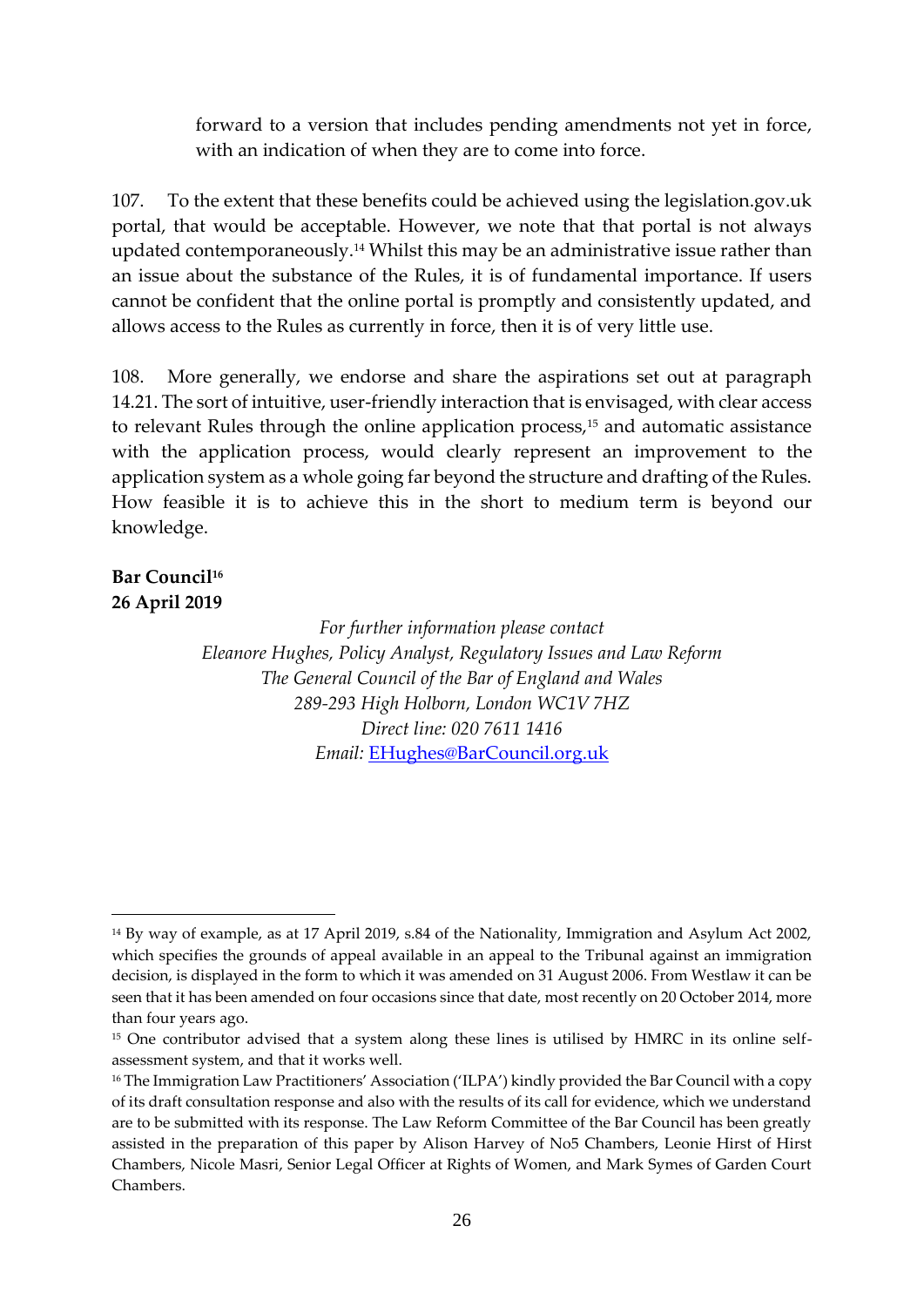forward to a version that includes pending amendments not yet in force, with an indication of when they are to come into force.

107. To the extent that these benefits could be achieved using the legislation.gov.uk portal, that would be acceptable. However, we note that that portal is not always updated contemporaneously.[14] Whilst this may be an administrative issue rather than an issue about the substance of the Rules, it is of fundamental importance. If users cannot be confident that the online portal is promptly and consistently updated, and allows access to the Rules as currently in force, then it is of very little use.

108. More generally, we endorse and share the aspirations set out at paragraph 14.21. The sort of intuitive, user-friendly interaction that is envisaged, with clear access to relevant Rules through the online application process,[15] and automatic assistance with the application process, would clearly represent an improvement to the application system as a whole going far beyond the structure and drafting of the Rules. How feasible it is to achieve this in the short to medium term is beyond our knowledge.

**Bar Council[16]**
**26 April 2019**

*For further information please contact*
*Eleanore Hughes, Policy Analyst, Regulatory Issues and Law Reform*
*The General Council of the Bar of England and Wales*
*289-293 High Holborn, London WC1V 7HZ*
*Direct line: 020 7611 1416*
*Email:* EHughes@BarCouncil.org.uk

---

[14] By way of example, as at 17 April 2019, s.84 of the Nationality, Immigration and Asylum Act 2002, which specifies the grounds of appeal available in an appeal to the Tribunal against an immigration decision, is displayed in the form to which it was amended on 31 August 2006. From Westlaw it can be seen that it has been amended on four occasions since that date, most recently on 20 October 2014, more than four years ago.

[15] One contributor advised that a system along these lines is utilised by HMRC in its online self-assessment system, and that it works well.

[16] The Immigration Law Practitioners' Association ('ILPA') kindly provided the Bar Council with a copy of its draft consultation response and also with the results of its call for evidence, which we understand are to be submitted with its response. The Law Reform Committee of the Bar Council has been greatly assisted in the preparation of this paper by Alison Harvey of No5 Chambers, Leonie Hirst of Hirst Chambers, Nicole Masri, Senior Legal Officer at Rights of Women, and Mark Symes of Garden Court Chambers.